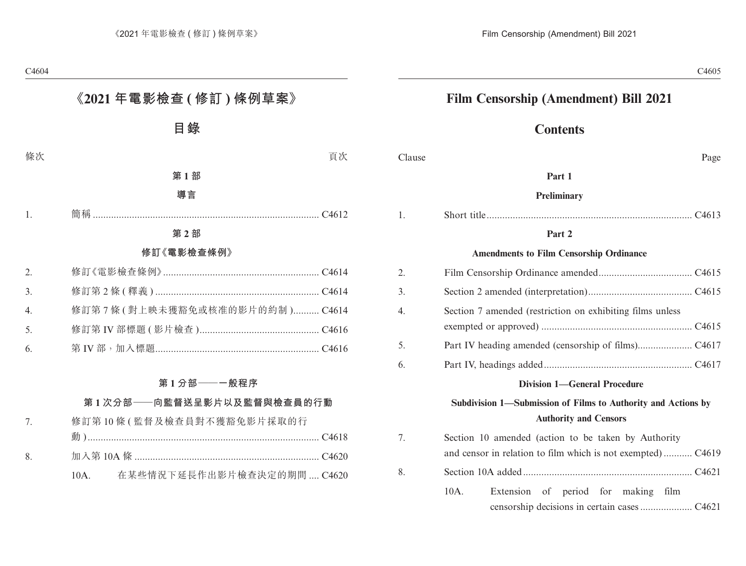# 《2021 年電影檢查 ( 修訂 ) 條例草案》

## 目錄

| 條次 | | 頁次 |
|---|---|---|

**第 1 部**

**導言**

| | | |
|---|---|---|
| 1. | 簡稱 | C4612 |

**第 2 部**

**修訂《電影檢查條例》**

| | | |
|---|---|---|
| 2. | 修訂《電影檢查條例》 | C4614 |
| 3. | 修訂第 2 條 ( 釋義 ) | C4614 |
| 4. | 修訂第 7 條 ( 對上映未獲豁免或核准的影片的約制 ) | C4614 |
| 5. | 修訂第 IV 部標題 ( 影片檢查 ) | C4616 |
| 6. | 第 IV 部，加入標題 | C4616 |

**第 1 分部——一般程序**

**第 1 次分部——向監督送呈影片以及監督與檢查員的行動**

| | | |
|---|---|---|
| 7. | 修訂第 10 條 ( 監督及檢查員對不獲豁免影片採取的行動 ) | C4618 |
| 8. | 加入第 10A 條 | C4620 |
| | 10A. 在某些情況下延長作出影片檢查決定的期間 | C4620 |

# Film Censorship (Amendment) Bill 2021

## Contents

| Clause | | Page |
|---|---|---|

**Part 1**

**Preliminary**

| | | |
|---|---|---|
| 1. | Short title | C4613 |

**Part 2**

**Amendments to Film Censorship Ordinance**

| | | |
|---|---|---|
| 2. | Film Censorship Ordinance amended | C4615 |
| 3. | Section 2 amended (interpretation) | C4615 |
| 4. | Section 7 amended (restriction on exhibiting films unless exempted or approved) | C4615 |
| 5. | Part IV heading amended (censorship of films) | C4617 |
| 6. | Part IV, headings added | C4617 |

**Division 1—General Procedure**

**Subdivision 1—Submission of Films to Authority and Actions by Authority and Censors**

| | | |
|---|---|---|
| 7. | Section 10 amended (action to be taken by Authority and censor in relation to film which is not exempted) | C4619 |
| 8. | Section 10A added | C4621 |
| | 10A. Extension of period for making film censorship decisions in certain cases | C4621 |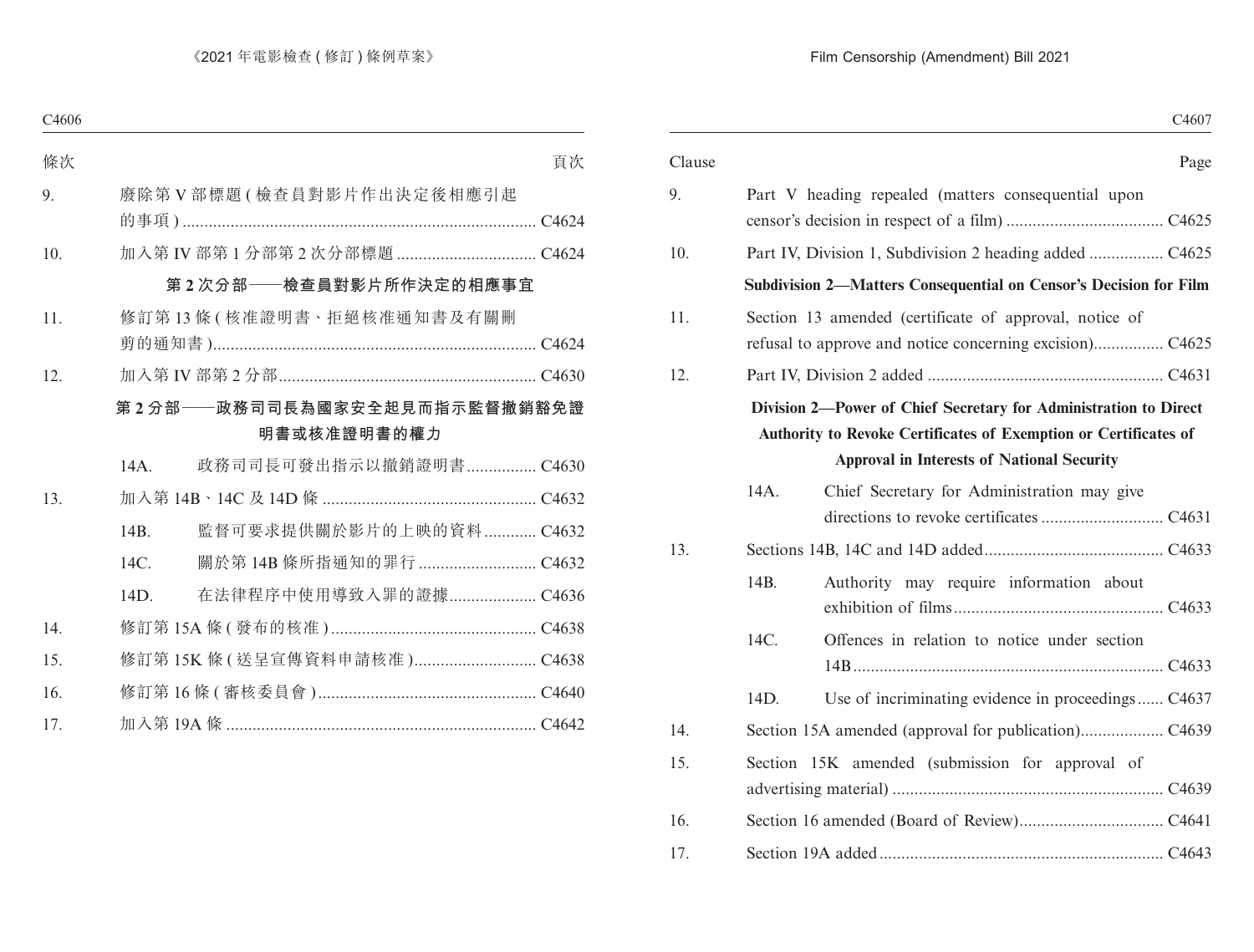| 條次 | | 頁次 |
|---|---|---|
| 9. | 廢除第 V 部標題 (檢查員對影片作出決定後相應引起的事項) | C4624 |
| 10. | 加入第 IV 部第 1 分部第 2 次分部標題 | C4624 |
| | **第 2 次分部——檢查員對影片所作決定的相應事宜** | |
| 11. | 修訂第 13 條 (核准證明書、拒絕核准通知書及有關刪剪的通知書) | C4624 |
| 12. | 加入第 IV 部第 2 分部 | C4630 |
| | **第 2 分部——政務司司長為國家安全起見而指示監督撤銷豁免證明書或核准證明書的權力** | |
| | 14A. 政務司司長可發出指示以撤銷證明書 | C4630 |
| 13. | 加入第 14B、14C 及 14D 條 | C4632 |
| | 14B. 監督可要求提供關於影片的上映的資料 | C4632 |
| | 14C. 關於第 14B 條所指通知的罪行 | C4632 |
| | 14D. 在法律程序中使用導致入罪的證據 | C4636 |
| 14. | 修訂第 15A 條 (發布的核准) | C4638 |
| 15. | 修訂第 15K 條 (送呈宣傳資料申請核准) | C4638 |
| 16. | 修訂第 16 條 (審核委員會) | C4640 |
| 17. | 加入第 19A 條 | C4642 |

| Clause | | Page |
|---|---|---|
| 9. | Part V heading repealed (matters consequential upon censor's decision in respect of a film) | C4625 |
| 10. | Part IV, Division 1, Subdivision 2 heading added | C4625 |
| | **Subdivision 2—Matters Consequential on Censor's Decision for Film** | |
| 11. | Section 13 amended (certificate of approval, notice of refusal to approve and notice concerning excision) | C4625 |
| 12. | Part IV, Division 2 added | C4631 |
| | **Division 2—Power of Chief Secretary for Administration to Direct Authority to Revoke Certificates of Exemption or Certificates of Approval in Interests of National Security** | |
| | 14A. Chief Secretary for Administration may give directions to revoke certificates | C4631 |
| 13. | Sections 14B, 14C and 14D added | C4633 |
| | 14B. Authority may require information about exhibition of films | C4633 |
| | 14C. Offences in relation to notice under section 14B | C4633 |
| | 14D. Use of incriminating evidence in proceedings | C4637 |
| 14. | Section 15A amended (approval for publication) | C4639 |
| 15. | Section 15K amended (submission for approval of advertising material) | C4639 |
| 16. | Section 16 amended (Board of Review) | C4641 |
| 17. | Section 19A added | C4643 |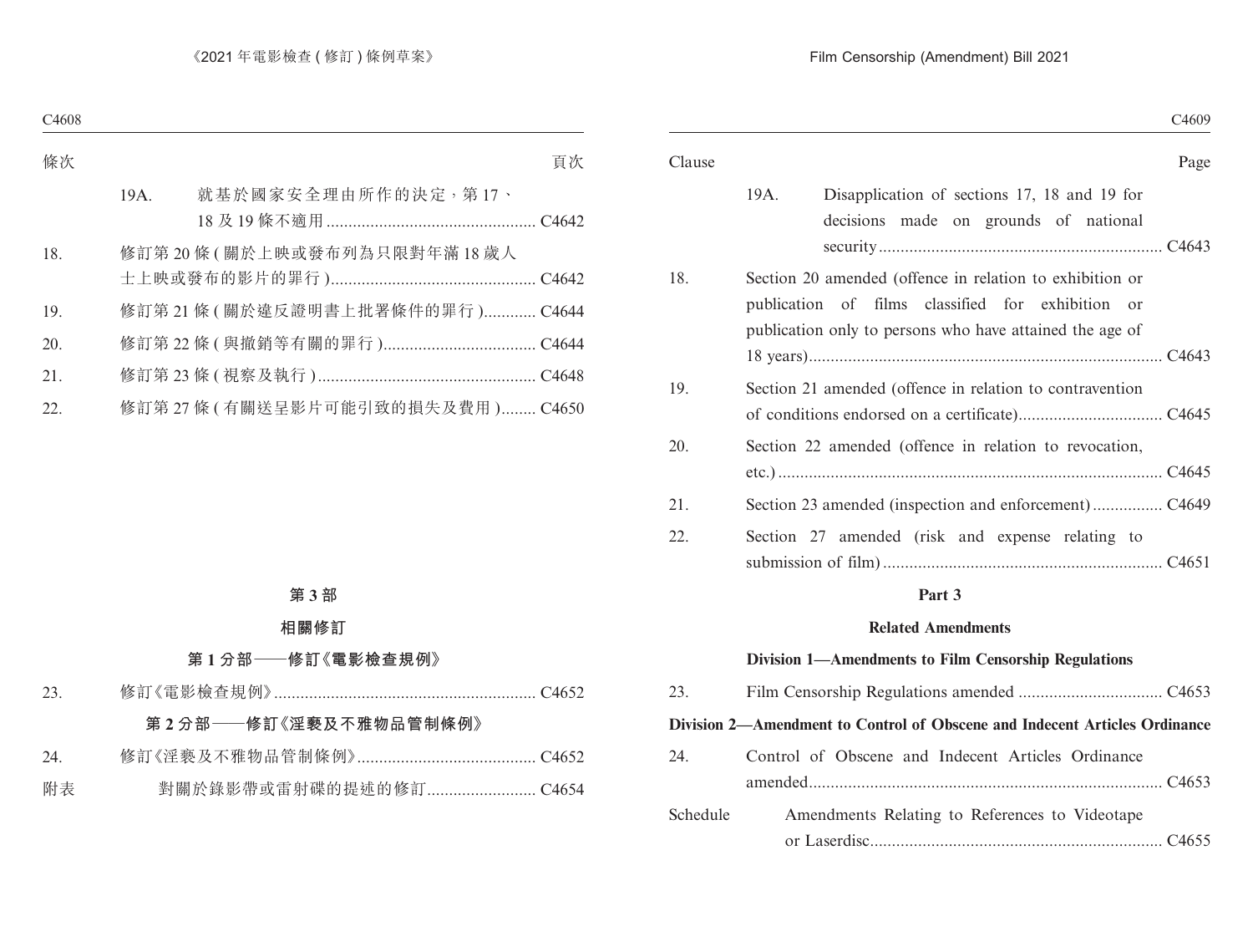| 條次 | | 頁次 |
|---|---|---|
| 19A. | 就基於國家安全理由所作的決定，第 17、18 及 19 條不適用 | C4642 |
| 18. | 修訂第 20 條 (關於上映或發布列為只限對年滿 18 歲人士上映或發布的影片的罪行) | C4642 |
| 19. | 修訂第 21 條 (關於違反證明書上批署條件的罪行) | C4644 |
| 20. | 修訂第 22 條 (與撤銷等有關的罪行) | C4644 |
| 21. | 修訂第 23 條 (視察及執行) | C4648 |
| 22. | 修訂第 27 條 (有關送呈影片可能引致的損失及費用) | C4650 |

## 第 3 部

## 相關修訂

### 第 1 分部——修訂《電影檢查規例》

| | | |
|---|---|---|
| 23. | 修訂《電影檢查規例》 | C4652 |

### 第 2 分部——修訂《淫褻及不雅物品管制條例》

| | | |
|---|---|---|
| 24. | 修訂《淫褻及不雅物品管制條例》 | C4652 |
| 附表 | 對關於錄影帶或雷射碟的提述的修訂 | C4654 |

| Clause | | Page |
|---|---|---|
| 19A. | Disapplication of sections 17, 18 and 19 for decisions made on grounds of national security | C4643 |
| 18. | Section 20 amended (offence in relation to exhibition or publication of films classified for exhibition or publication only to persons who have attained the age of 18 years) | C4643 |
| 19. | Section 21 amended (offence in relation to contravention of conditions endorsed on a certificate) | C4645 |
| 20. | Section 22 amended (offence in relation to revocation, etc.) | C4645 |
| 21. | Section 23 amended (inspection and enforcement) | C4649 |
| 22. | Section 27 amended (risk and expense relating to submission of film) | C4651 |

## Part 3

## Related Amendments

### Division 1—Amendments to Film Censorship Regulations

| | | |
|---|---|---|
| 23. | Film Censorship Regulations amended | C4653 |

### Division 2—Amendment to Control of Obscene and Indecent Articles Ordinance

| | | |
|---|---|---|
| 24. | Control of Obscene and Indecent Articles Ordinance amended | C4653 |
| Schedule | Amendments Relating to References to Videotape or Laserdisc | C4655 |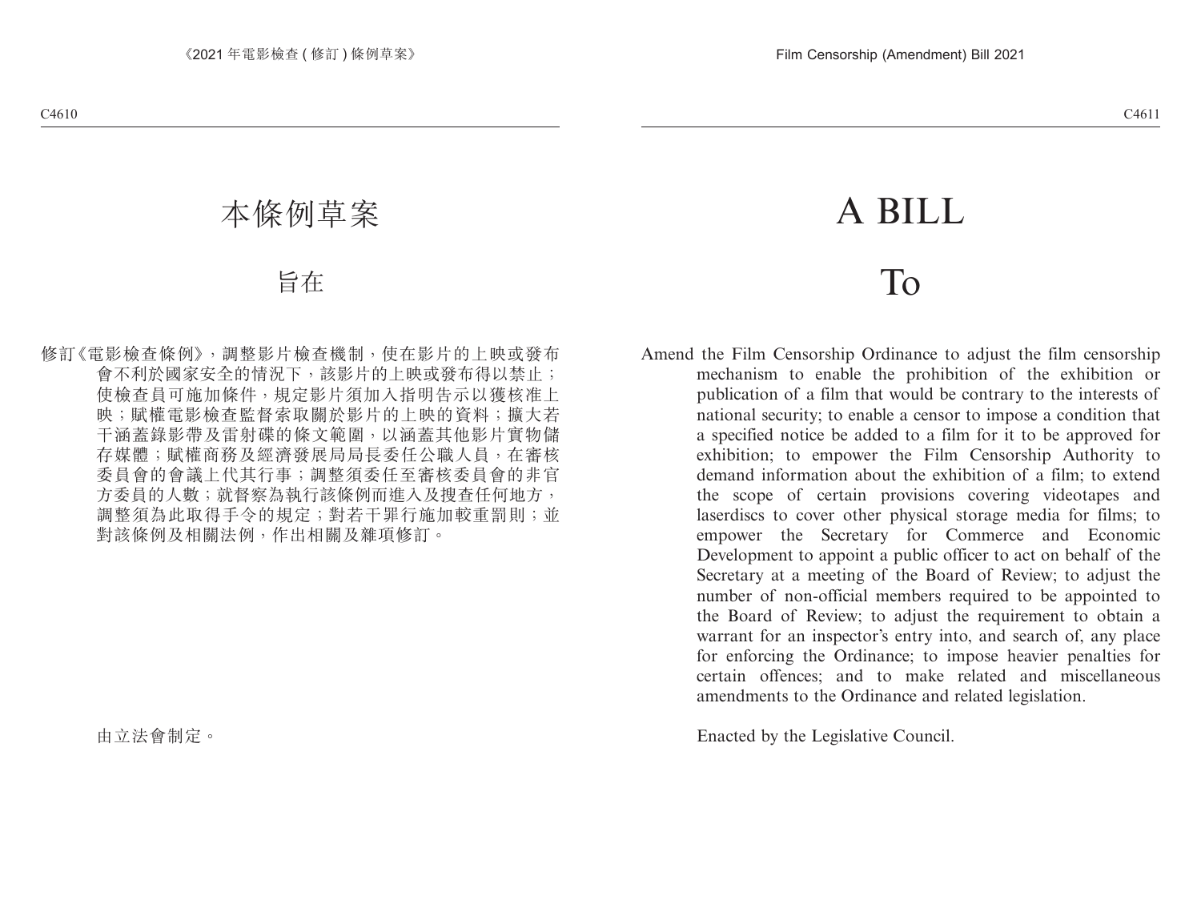# 本條例草案

## 旨在

修訂《電影檢查條例》，調整影片檢查機制，使在影片的上映或發布會不利於國家安全的情況下，該影片的上映或發布得以禁止；使檢查員可施加條件，規定影片須加入指明告示以獲核准上映；賦權電影檢查監督索取關於影片的上映的資料；擴大若干涵蓋錄影帶及雷射碟的條文範圍，以涵蓋其他影片實物儲存媒體；賦權商務及經濟發展局局長委任公職人員，在審核委員會的會議上代其行事；調整須委任至審核委員會的非官方委員的人數；就督察為執行該條例而進入及搜查任何地方，調整須為此取得手令的規定；對若干罪行施加較重罰則；並對該條例及相關法例，作出相關及雜項修訂。

由立法會制定。

# A BILL

## To

Amend the Film Censorship Ordinance to adjust the film censorship mechanism to enable the prohibition of the exhibition or publication of a film that would be contrary to the interests of national security; to enable a censor to impose a condition that a specified notice be added to a film for it to be approved for exhibition; to empower the Film Censorship Authority to demand information about the exhibition of a film; to extend the scope of certain provisions covering videotapes and laserdiscs to cover other physical storage media for films; to empower the Secretary for Commerce and Economic Development to appoint a public officer to act on behalf of the Secretary at a meeting of the Board of Review; to adjust the number of non-official members required to be appointed to the Board of Review; to adjust the requirement to obtain a warrant for an inspector's entry into, and search of, any place for enforcing the Ordinance; to impose heavier penalties for certain offences; and to make related and miscellaneous amendments to the Ordinance and related legislation.

Enacted by the Legislative Council.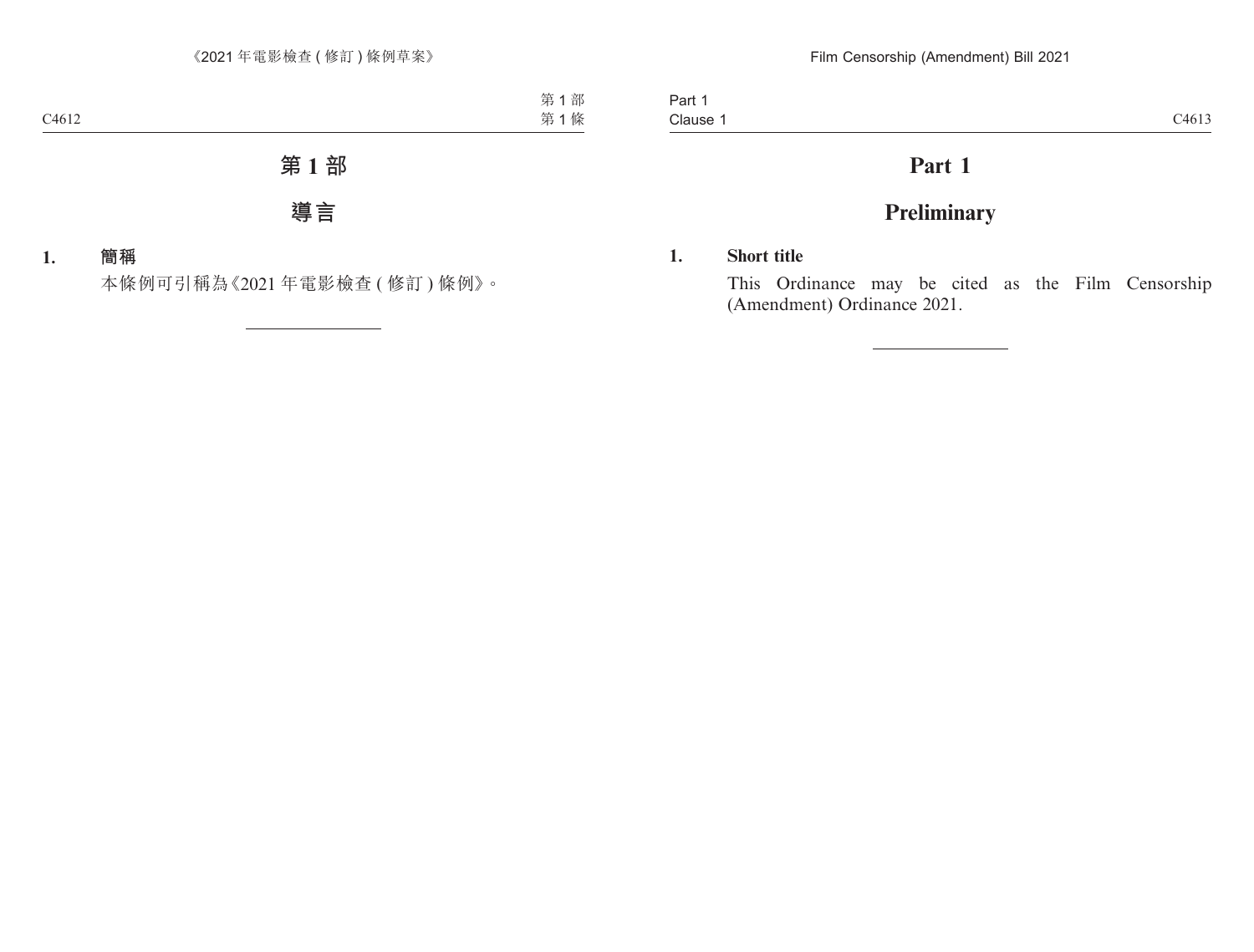# 第 1 部

## 導言

**1. 簡稱**

本條例可引稱為《2021 年電影檢查 ( 修訂 ) 條例》。

# Part 1

## Preliminary

**1. Short title**

This Ordinance may be cited as the Film Censorship (Amendment) Ordinance 2021.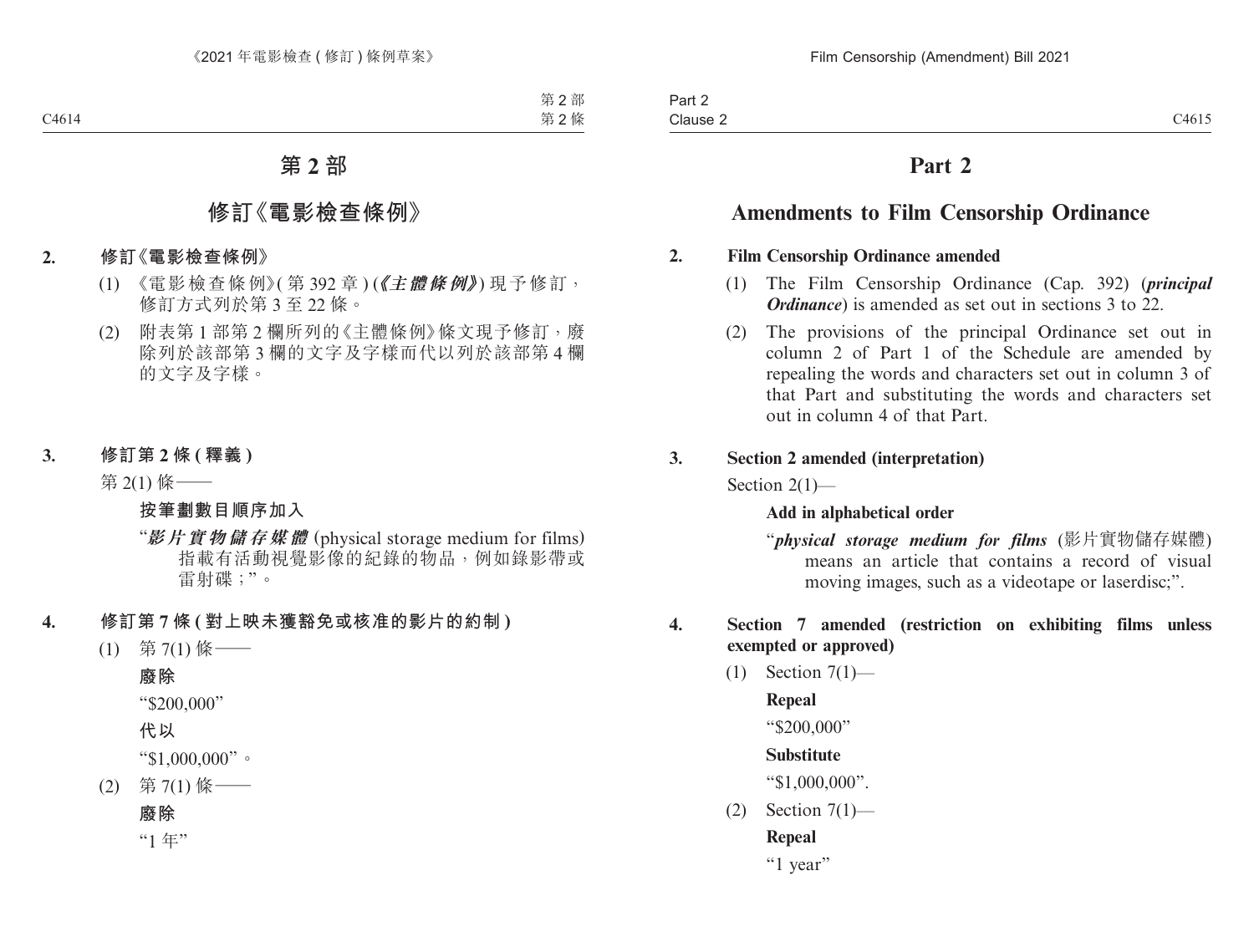# 第 2 部

## 修訂《電影檢查條例》

**2. 修訂《電影檢查條例》**

(1) 《電影檢查條例》(第 392 章) (***《主體條例》***) 現予修訂，修訂方式列於第 3 至 22 條。

(2) 附表第 1 部第 2 欄所列的《主體條例》條文現予修訂，廢除列於該部第 3 欄的文字及字樣而代以列於該部第 4 欄的文字及字樣。

**3. 修訂第 2 條 (釋義)**

第 2(1) 條——

**按筆劃數目順序加入**

“***影片實物儲存媒體*** (physical storage medium for films) 指載有活動視覺影像的紀錄的物品，例如錄影帶或雷射碟；”。

**4. 修訂第 7 條 (對上映未獲豁免或核准的影片的約制)**

(1) 第 7(1) 條——

**廢除**

“$200,000”

**代以**

“$1,000,000”。

(2) 第 7(1) 條——

**廢除**

“1 年”

# Part 2

## Amendments to Film Censorship Ordinance

**2. Film Censorship Ordinance amended**

(1) The Film Censorship Ordinance (Cap. 392) (***principal Ordinance***) is amended as set out in sections 3 to 22.

(2) The provisions of the principal Ordinance set out in column 2 of Part 1 of the Schedule are amended by repealing the words and characters set out in column 3 of that Part and substituting the words and characters set out in column 4 of that Part.

**3. Section 2 amended (interpretation)**

Section 2(1)—

**Add in alphabetical order**

“***physical storage medium for films*** (影片實物儲存媒體) means an article that contains a record of visual moving images, such as a videotape or laserdisc;”.

**4. Section 7 amended (restriction on exhibiting films unless exempted or approved)**

(1) Section 7(1)—

**Repeal**

“$200,000”

**Substitute**

“$1,000,000”.

(2) Section 7(1)—

**Repeal**

“1 year”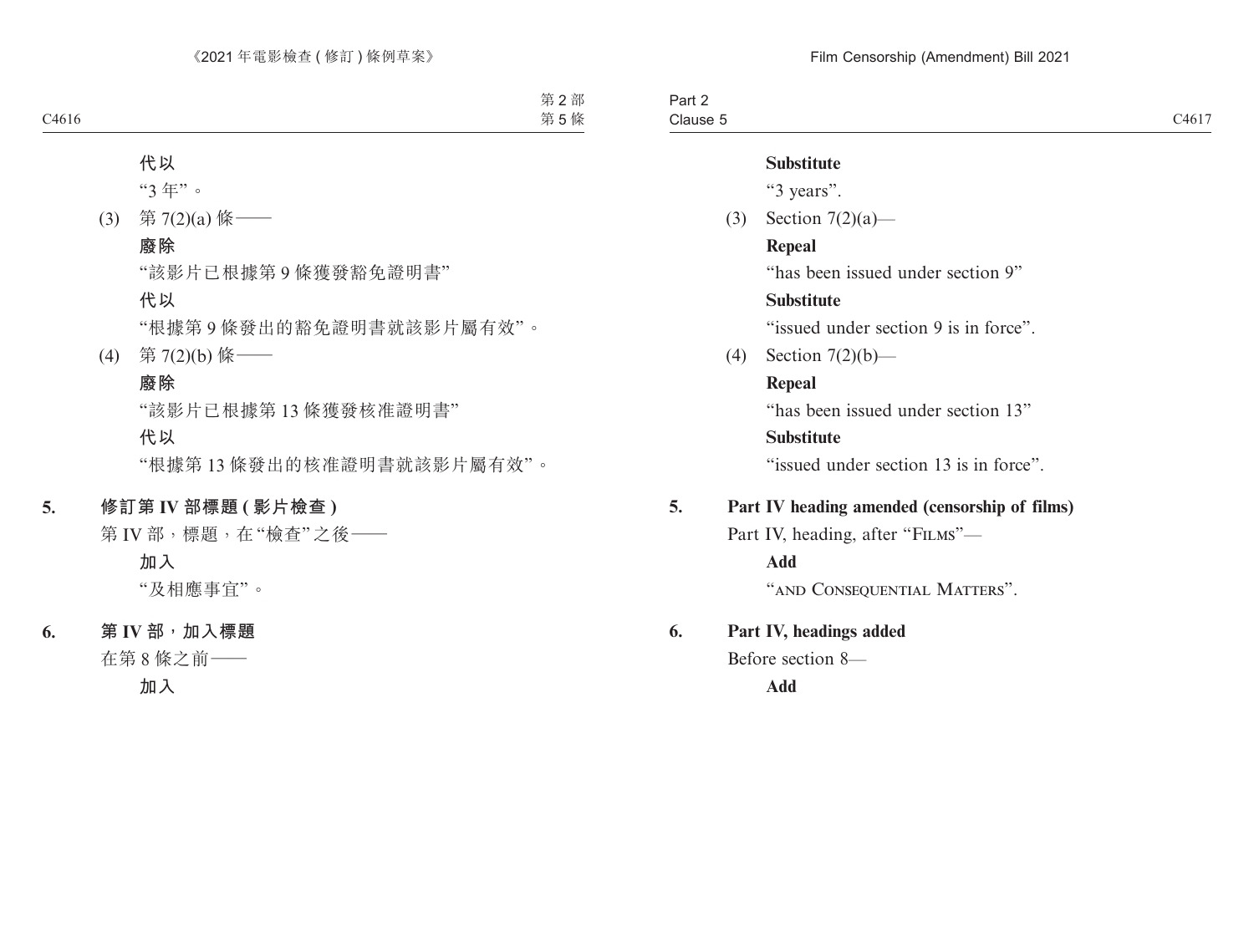代以

"3 年"。

(3) 第 7(2)(a) 條——

**廢除**

"該影片已根據第 9 條獲發豁免證明書"

**代以**

"根據第 9 條發出的豁免證明書就該影片屬有效"。

(4) 第 7(2)(b) 條——

**廢除**

"該影片已根據第 13 條獲發核准證明書"

**代以**

"根據第 13 條發出的核准證明書就該影片屬有效"。

**5. 修訂第 IV 部標題 ( 影片檢查 )**

第 IV 部，標題，在"檢查"之後——

**加入**

"及相應事宜"。

**6. 第 IV 部，加入標題**

在第 8 條之前——

**加入**

**Substitute**

"3 years".

(3) Section 7(2)(a)—

**Repeal**

"has been issued under section 9"

**Substitute**

"issued under section 9 is in force".

(4) Section 7(2)(b)—

**Repeal**

"has been issued under section 13"

**Substitute**

"issued under section 13 is in force".

**5. Part IV heading amended (censorship of films)**

Part IV, heading, after "FILMS"—

**Add**

"AND CONSEQUENTIAL MATTERS".

**6. Part IV, headings added**

Before section 8—

**Add**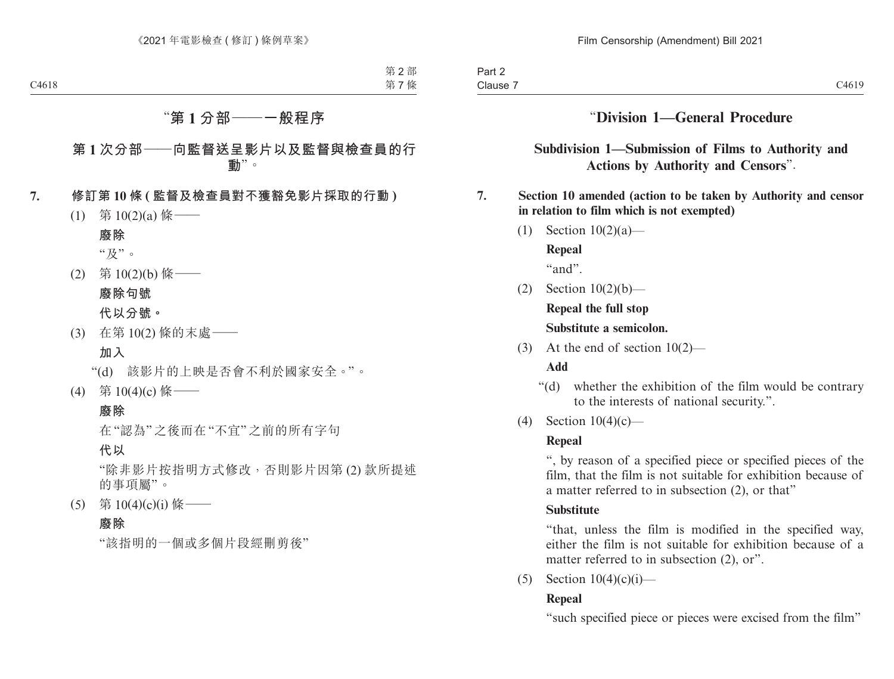“第 1 分部——一般程序

第 1 次分部——向監督送呈影片以及監督與檢查員的行動”。

**7. 修訂第 10 條 (監督及檢查員對不獲豁免影片採取的行動)**

(1) 第 10(2)(a) 條——

**廢除**

“及”。

(2) 第 10(2)(b) 條——

**廢除句號**

**代以分號。**

(3) 在第 10(2) 條的末處——

**加入**

“(d) 該影片的上映是否會不利於國家安全。”。

(4) 第 10(4)(c) 條——

**廢除**

在“認為”之後而在“不宜”之前的所有字句

**代以**

“除非影片按指明方式修改，否則影片因第 (2) 款所提述的事項屬”。

(5) 第 10(4)(c)(i) 條——

**廢除**

“該指明的一個或多個片段經刪剪後”

“**Division 1—General Procedure**

**Subdivision 1—Submission of Films to Authority and Actions by Authority and Censors**”.

**7. Section 10 amended (action to be taken by Authority and censor in relation to film which is not exempted)**

(1) Section 10(2)(a)—

**Repeal**

“and”.

(2) Section 10(2)(b)—

**Repeal the full stop**

**Substitute a semicolon.**

(3) At the end of section 10(2)—

**Add**

“(d) whether the exhibition of the film would be contrary to the interests of national security.”.

(4) Section 10(4)(c)—

**Repeal**

“, by reason of a specified piece or specified pieces of the film, that the film is not suitable for exhibition because of a matter referred to in subsection (2), or that”

**Substitute**

“that, unless the film is modified in the specified way, either the film is not suitable for exhibition because of a matter referred to in subsection (2), or”.

(5) Section 10(4)(c)(i)—

**Repeal**

“such specified piece or pieces were excised from the film”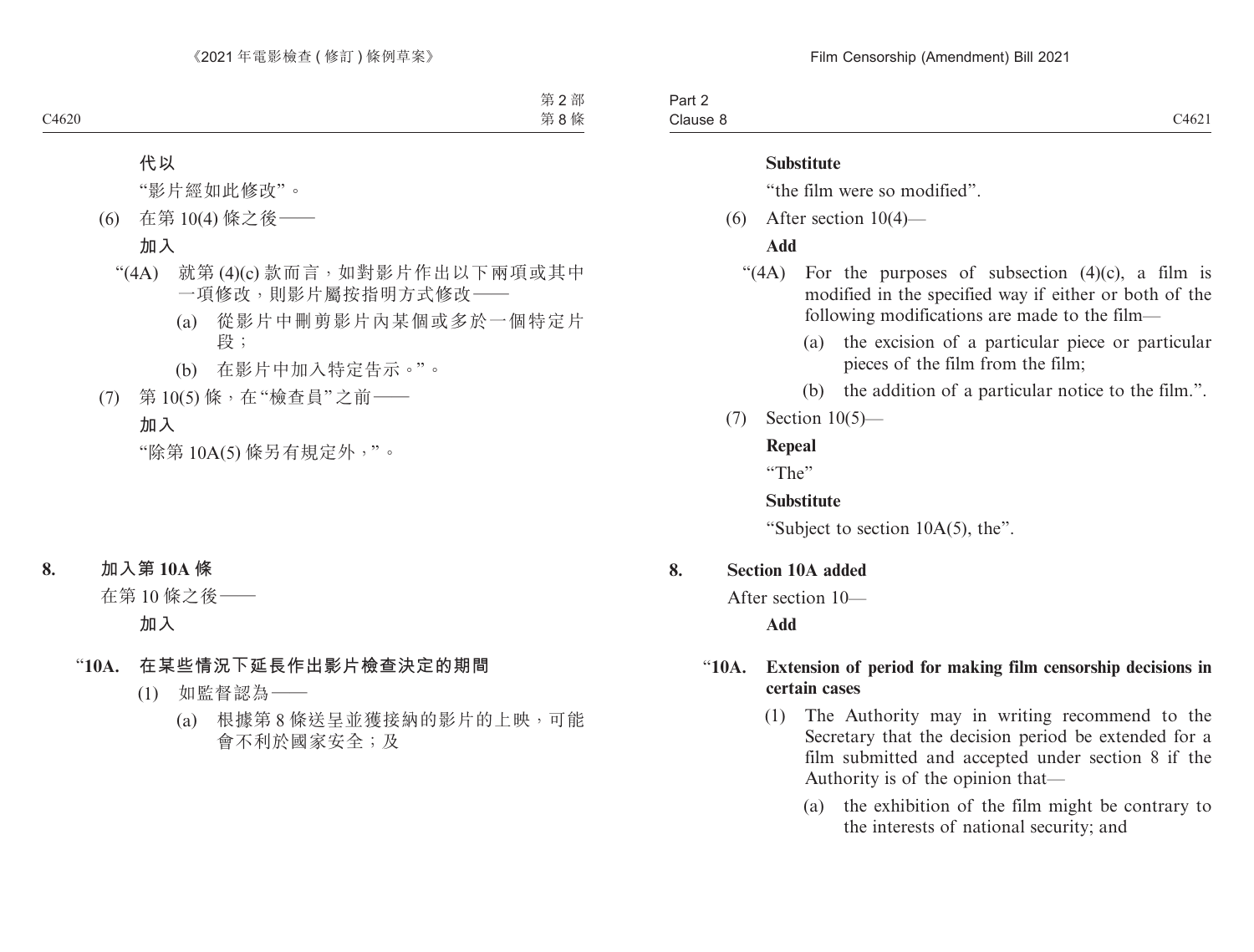**代以**

“影片經如此修改”。

(6) 在第 10(4) 條之後——

**加入**

“(4A) 就第 (4)(c) 款而言，如對影片作出以下兩項或其中一項修改，則影片屬按指明方式修改——

(a) 從影片中刪剪影片內某個或多於一個特定片段；

(b) 在影片中加入特定告示。”。

(7) 第 10(5) 條，在“檢查員”之前——

**加入**

“除第 10A(5) 條另有規定外，”。

## 8. 加入第 10A 條

在第 10 條之後——

**加入**

### “10A. 在某些情況下延長作出影片檢查決定的期間

(1) 如監督認為——

(a) 根據第 8 條送呈並獲接納的影片的上映，可能會不利於國家安全；及

---

**Substitute**

“the film were so modified”.

(6) After section 10(4)—

**Add**

“(4A) For the purposes of subsection (4)(c), a film is modified in the specified way if either or both of the following modifications are made to the film—

(a) the excision of a particular piece or particular pieces of the film from the film;

(b) the addition of a particular notice to the film.”.

(7) Section 10(5)—

**Repeal**

“The”

**Substitute**

“Subject to section 10A(5), the”.

## 8. Section 10A added

After section 10—

**Add**

### “10A. Extension of period for making film censorship decisions in certain cases

(1) The Authority may in writing recommend to the Secretary that the decision period be extended for a film submitted and accepted under section 8 if the Authority is of the opinion that—

(a) the exhibition of the film might be contrary to the interests of national security; and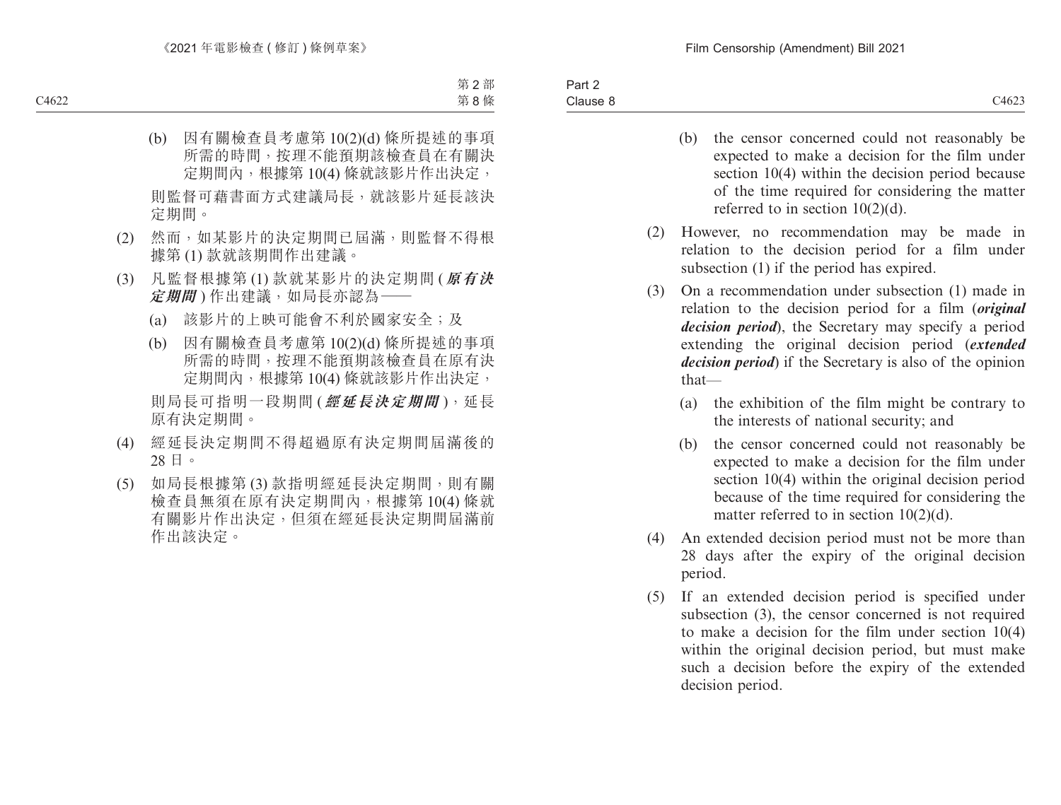(b) 因有關檢查員考慮第 10(2)(d) 條所提述的事項所需的時間，按理不能預期該檢查員在有關決定期間內，根據第 10(4) 條就該影片作出決定，

則監督可藉書面方式建議局長，就該影片延長該決定期間。

(2) 然而，如某影片的決定期間已屆滿，則監督不得根據第 (1) 款就該期間作出建議。

(3) 凡監督根據第 (1) 款就某影片的決定期間 (***原有決定期間***) 作出建議，如局長亦認為——

(a) 該影片的上映可能會不利於國家安全；及

(b) 因有關檢查員考慮第 10(2)(d) 條所提述的事項所需的時間，按理不能預期該檢查員在原有決定期間內，根據第 10(4) 條就該影片作出決定，

則局長可指明一段期間 (***經延長決定期間***)，延長原有決定期間。

(4) 經延長決定期間不得超過原有決定期間屆滿後的 28 日。

(5) 如局長根據第 (3) 款指明經延長決定期間，則有關檢查員無須在原有決定期間內，根據第 10(4) 條就有關影片作出決定，但須在經延長決定期間屆滿前作出該決定。

(b) the censor concerned could not reasonably be expected to make a decision for the film under section 10(4) within the decision period because of the time required for considering the matter referred to in section 10(2)(d).

(2) However, no recommendation may be made in relation to the decision period for a film under subsection (1) if the period has expired.

(3) On a recommendation under subsection (1) made in relation to the decision period for a film (***original decision period***), the Secretary may specify a period extending the original decision period (***extended decision period***) if the Secretary is also of the opinion that—

(a) the exhibition of the film might be contrary to the interests of national security; and

(b) the censor concerned could not reasonably be expected to make a decision for the film under section 10(4) within the original decision period because of the time required for considering the matter referred to in section 10(2)(d).

(4) An extended decision period must not be more than 28 days after the expiry of the original decision period.

(5) If an extended decision period is specified under subsection (3), the censor concerned is not required to make a decision for the film under section 10(4) within the original decision period, but must make such a decision before the expiry of the extended decision period.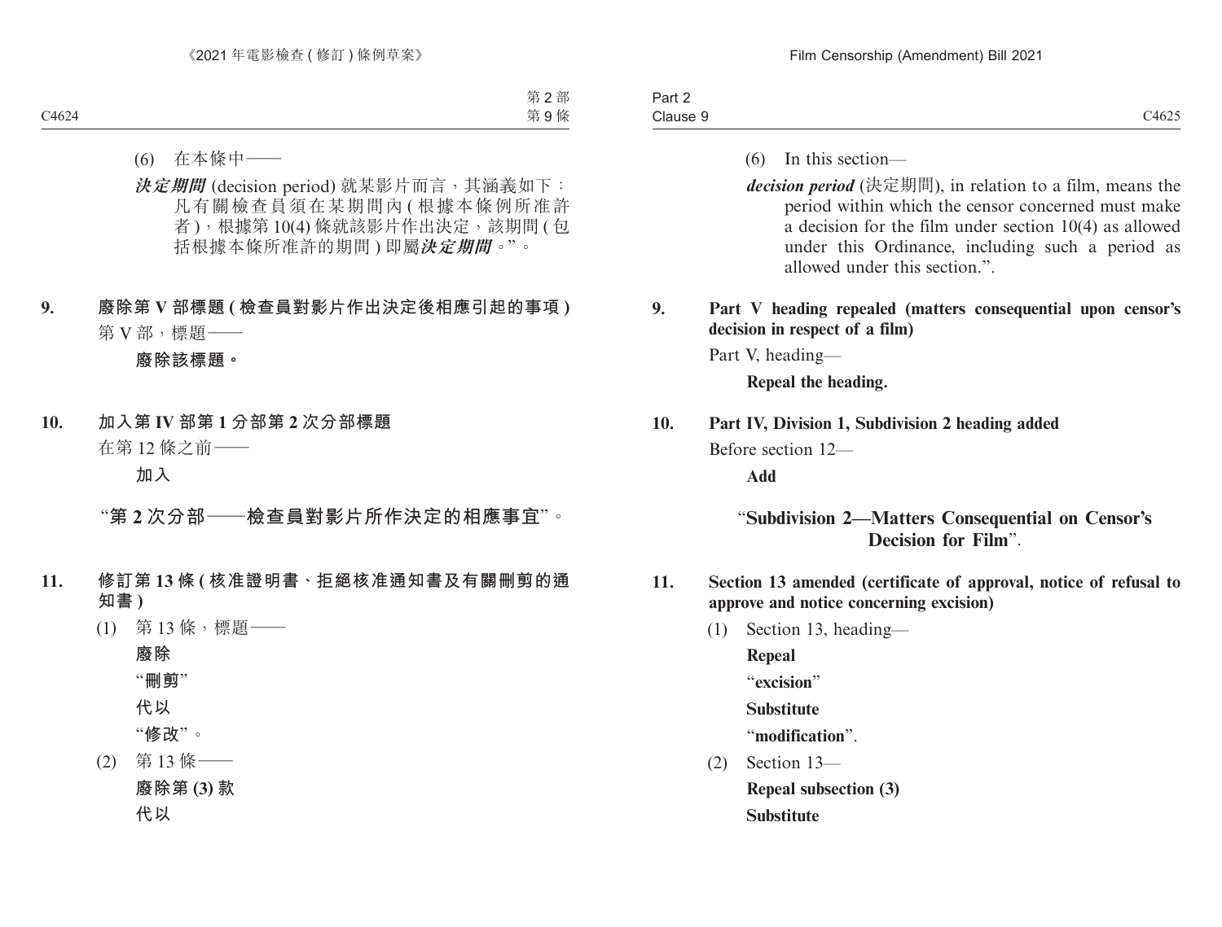(6) 在本條中——

***決定期間*** (decision period) 就某影片而言，其涵義如下：凡有關檢查員須在某期間內 (根據本條例所准許者)，根據第 10(4) 條就該影片作出決定，該期間 (包括根據本條所准許的期間) 即屬***決定期間***。”。

**9. 廢除第 V 部標題 (檢查員對影片作出決定後相應引起的事項)**

第 V 部，標題——

**廢除該標題。**

**10. 加入第 IV 部第 1 分部第 2 次分部標題**

在第 12 條之前——

**加入**

“**第 2 次分部——檢查員對影片所作決定的相應事宜**”。

**11. 修訂第 13 條 (核准證明書、拒絕核准通知書及有關刪剪的通知書)**

(1) 第 13 條，標題——

**廢除**

“**刪剪**”

**代以**

“**修改**”。

(2) 第 13 條——

**廢除第 (3) 款**

**代以**

(6) In this section—

***decision period*** (決定期間), in relation to a film, means the period within which the censor concerned must make a decision for the film under section 10(4) as allowed under this Ordinance, including such a period as allowed under this section.”.

**9. Part V heading repealed (matters consequential upon censor's decision in respect of a film)**

Part V, heading—

**Repeal the heading.**

**10. Part IV, Division 1, Subdivision 2 heading added**

Before section 12—

**Add**

“**Subdivision 2—Matters Consequential on Censor's Decision for Film**”.

**11. Section 13 amended (certificate of approval, notice of refusal to approve and notice concerning excision)**

(1) Section 13, heading—

**Repeal**

“**excision**”

**Substitute**

“**modification**”.

(2) Section 13—

**Repeal subsection (3)**

**Substitute**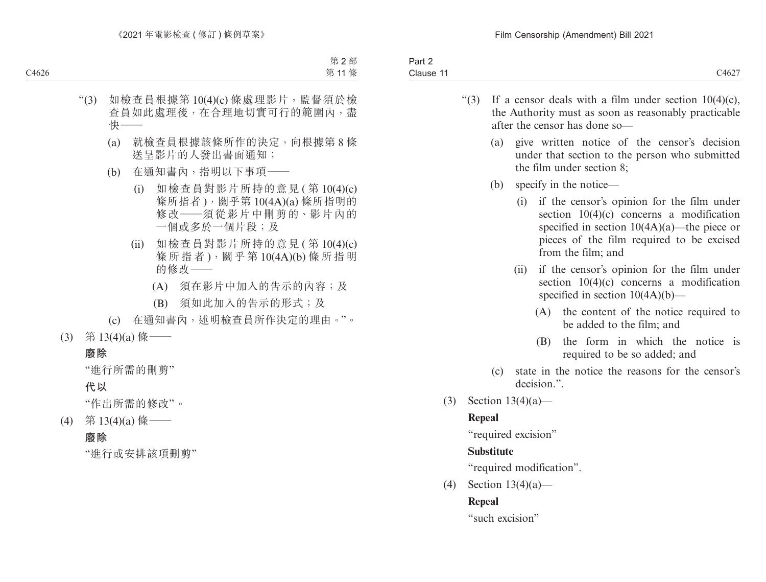“(3) 如檢查員根據第 10(4)(c) 條處理影片，監督須於檢查員如此處理後，在合理地切實可行的範圍內，盡快——

(a) 就檢查員根據該條所作的決定，向根據第 8 條送呈影片的人發出書面通知；

(b) 在通知書內，指明以下事項——

(i) 如檢查員對影片所持的意見 ( 第 10(4)(c) 條所指者 )，關乎第 10(4A)(a) 條所指明的修改——須從影片中刪剪的、影片內的一個或多於一個片段；及

(ii) 如檢查員對影片所持的意見 ( 第 10(4)(c) 條所指者 )，關乎第 10(4A)(b) 條所指明的修改——

(A) 須在影片中加入的告示的內容；及

(B) 須如此加入的告示的形式；及

(c) 在通知書內，述明檢查員所作決定的理由。”。

(3) 第 13(4)(a) 條——

**廢除**

“進行所需的刪剪”

**代以**

“作出所需的修改”。

(4) 第 13(4)(a) 條——

**廢除**

“進行或安排該項刪剪”

“(3) If a censor deals with a film under section 10(4)(c), the Authority must as soon as reasonably practicable after the censor has done so—

(a) give written notice of the censor’s decision under that section to the person who submitted the film under section 8;

(b) specify in the notice—

(i) if the censor’s opinion for the film under section 10(4)(c) concerns a modification specified in section 10(4A)(a)—the piece or pieces of the film required to be excised from the film; and

(ii) if the censor’s opinion for the film under section 10(4)(c) concerns a modification specified in section 10(4A)(b)—

(A) the content of the notice required to be added to the film; and

(B) the form in which the notice is required to be so added; and

(c) state in the notice the reasons for the censor’s decision.”.

(3) Section 13(4)(a)—

**Repeal**

“required excision”

**Substitute**

“required modification”.

(4) Section 13(4)(a)—

**Repeal**

“such excision”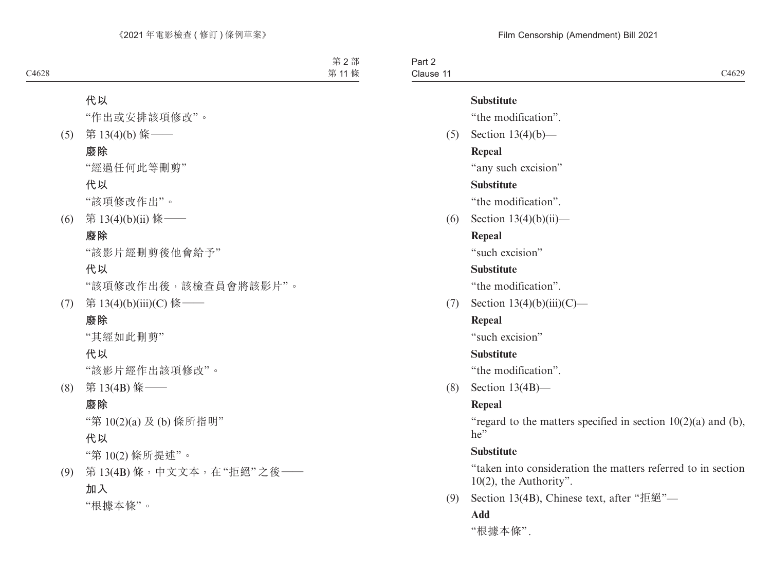**代以**

"作出或安排該項修改"。

(5) 第 13(4)(b) 條——

**廢除**

"經過任何此等刪剪"

**代以**

"該項修改作出"。

(6) 第 13(4)(b)(ii) 條——

**廢除**

"該影片經刪剪後他會給予"

**代以**

"該項修改作出後，該檢查員會將該影片"。

(7) 第 13(4)(b)(iii)(C) 條——

**廢除**

"其經如此刪剪"

**代以**

"該影片經作出該項修改"。

(8) 第 13(4B) 條——

**廢除**

"第 10(2)(a) 及 (b) 條所指明"

**代以**

"第 10(2) 條所提述"。

(9) 第 13(4B) 條，中文文本，在"拒絕"之後——

**加入**

"根據本條"。

**Substitute**

"the modification".

(5) Section 13(4)(b)—

**Repeal**

"any such excision"

**Substitute**

"the modification".

(6) Section 13(4)(b)(ii)—

**Repeal**

"such excision"

**Substitute**

"the modification".

(7) Section 13(4)(b)(iii)(C)—

**Repeal**

"such excision"

**Substitute**

"the modification".

(8) Section 13(4B)—

**Repeal**

"regard to the matters specified in section 10(2)(a) and (b), he"

**Substitute**

"taken into consideration the matters referred to in section 10(2), the Authority".

(9) Section 13(4B), Chinese text, after "拒絕"—

**Add**

"根據本條".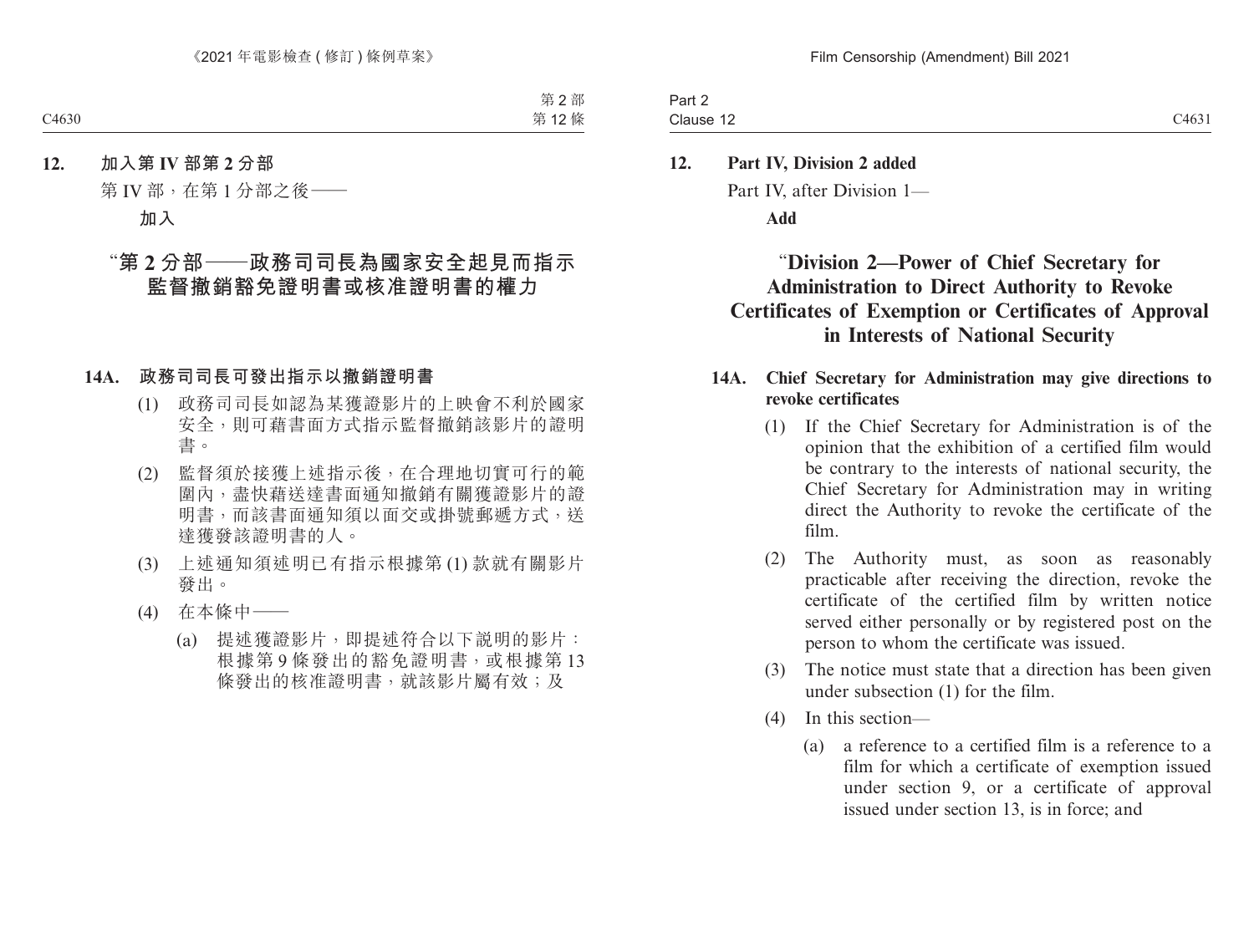**12. 加入第 IV 部第 2 分部**

第 IV 部，在第 1 分部之後——

**加入**

## “第 2 分部——政務司司長為國家安全起見而指示監督撤銷豁免證明書或核准證明書的權力

**14A. 政務司司長可發出指示以撤銷證明書**

(1) 政務司司長如認為某獲證影片的上映會不利於國家安全，則可藉書面方式指示監督撤銷該影片的證明書。

(2) 監督須於接獲上述指示後，在合理地切實可行的範圍內，盡快藉送達書面通知撤銷有關獲證影片的證明書，而該書面通知須以面交或掛號郵遞方式，送達獲發該證明書的人。

(3) 上述通知須述明已有指示根據第 (1) 款就有關影片發出。

(4) 在本條中——

(a) 提述獲證影片，即提述符合以下說明的影片：根據第 9 條發出的豁免證明書，或根據第 13 條發出的核准證明書，就該影片屬有效；及

**12. Part IV, Division 2 added**

Part IV, after Division 1—

**Add**

## “Division 2—Power of Chief Secretary for Administration to Direct Authority to Revoke Certificates of Exemption or Certificates of Approval in Interests of National Security

**14A. Chief Secretary for Administration may give directions to revoke certificates**

(1) If the Chief Secretary for Administration is of the opinion that the exhibition of a certified film would be contrary to the interests of national security, the Chief Secretary for Administration may in writing direct the Authority to revoke the certificate of the film.

(2) The Authority must, as soon as reasonably practicable after receiving the direction, revoke the certificate of the certified film by written notice served either personally or by registered post on the person to whom the certificate was issued.

(3) The notice must state that a direction has been given under subsection (1) for the film.

(4) In this section—

(a) a reference to a certified film is a reference to a film for which a certificate of exemption issued under section 9, or a certificate of approval issued under section 13, is in force; and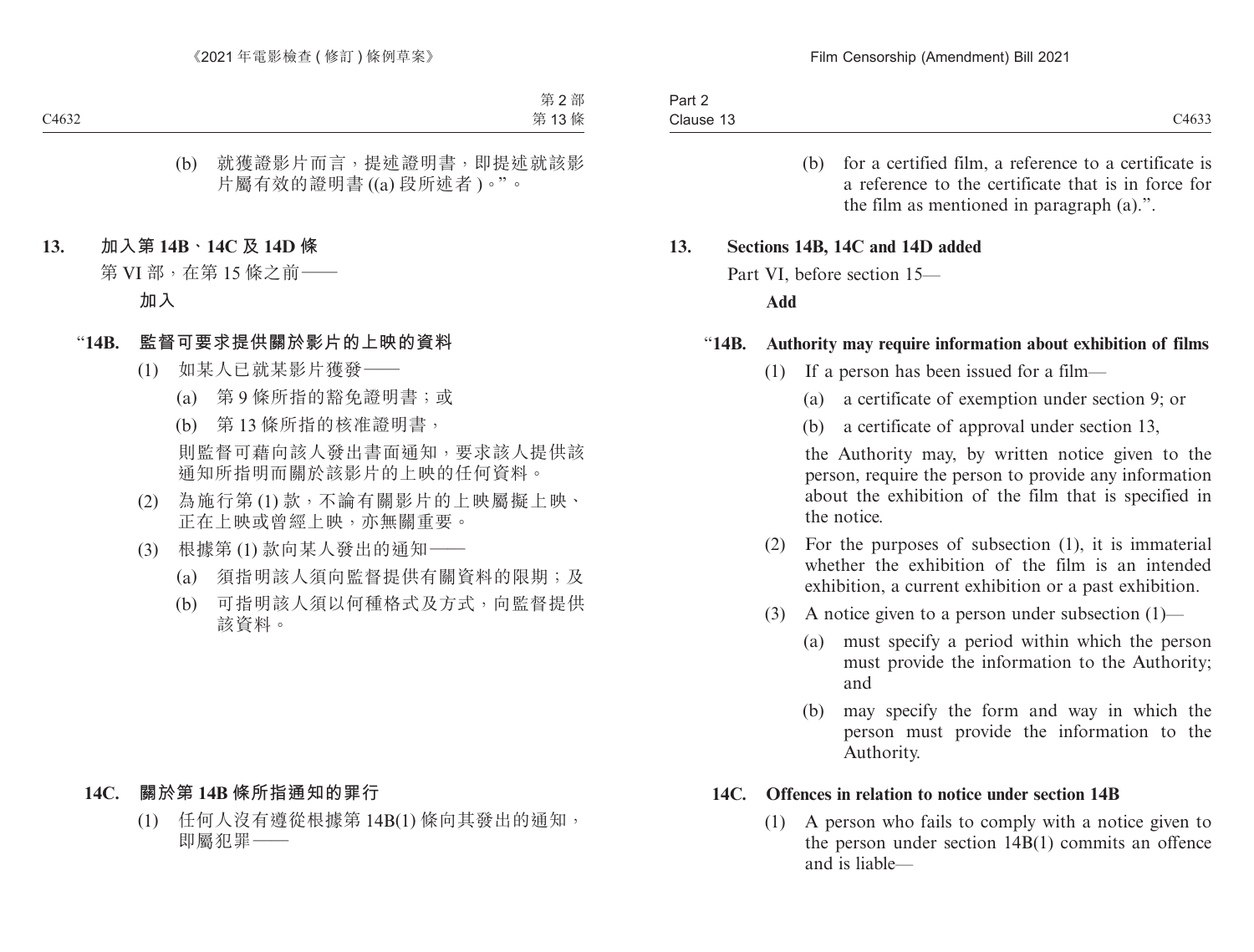(b) 就獲證影片而言，提述證明書，即提述就該影片屬有效的證明書 ((a) 段所述者 )。”。

**13. 加入第 14B、14C 及 14D 條**

第 VI 部，在第 15 條之前——

**加入**

**“14B. 監督可要求提供關於影片的上映的資料**

(1) 如某人已就某影片獲發——

(a) 第 9 條所指的豁免證明書；或

(b) 第 13 條所指的核准證明書，

則監督可藉向該人發出書面通知，要求該人提供該通知所指明而關於該影片的上映的任何資料。

(2) 為施行第 (1) 款，不論有關影片的上映屬擬上映、正在上映或曾經上映，亦無關重要。

(3) 根據第 (1) 款向某人發出的通知——

(a) 須指明該人須向監督提供有關資料的限期；及

(b) 可指明該人須以何種格式及方式，向監督提供該資料。

**14C. 關於第 14B 條所指通知的罪行**

(1) 任何人沒有遵從根據第 14B(1) 條向其發出的通知，即屬犯罪——

(b) for a certified film, a reference to a certificate is a reference to the certificate that is in force for the film as mentioned in paragraph (a).”.

**13. Sections 14B, 14C and 14D added**

Part VI, before section 15—

**Add**

**“14B. Authority may require information about exhibition of films**

(1) If a person has been issued for a film—

(a) a certificate of exemption under section 9; or

(b) a certificate of approval under section 13,

the Authority may, by written notice given to the person, require the person to provide any information about the exhibition of the film that is specified in the notice.

(2) For the purposes of subsection (1), it is immaterial whether the exhibition of the film is an intended exhibition, a current exhibition or a past exhibition.

(3) A notice given to a person under subsection (1)—

(a) must specify a period within which the person must provide the information to the Authority; and

(b) may specify the form and way in which the person must provide the information to the Authority.

**14C. Offences in relation to notice under section 14B**

(1) A person who fails to comply with a notice given to the person under section 14B(1) commits an offence and is liable—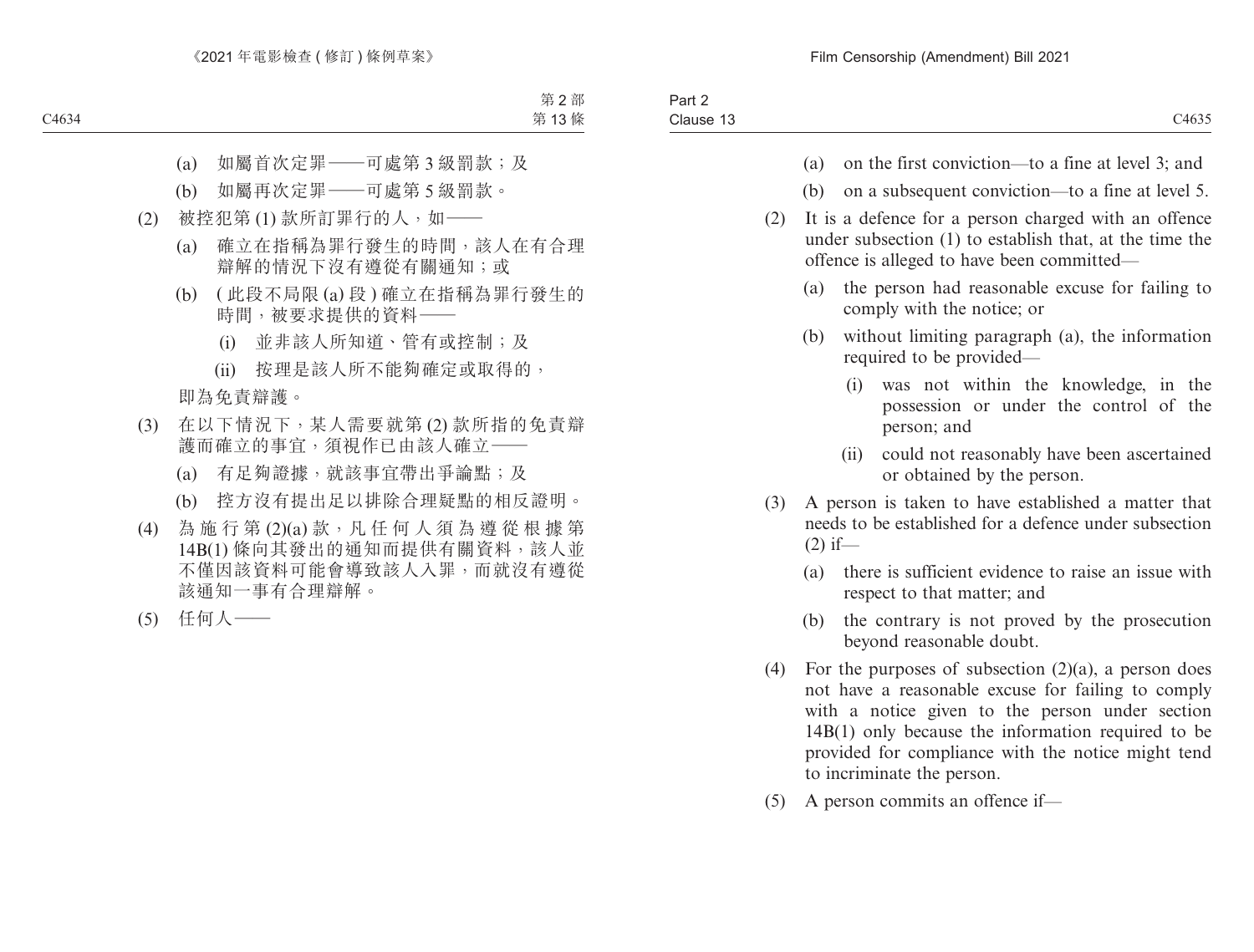(a) 如屬首次定罪——可處第 3 級罰款；及

(b) 如屬再次定罪——可處第 5 級罰款。

(2) 被控犯第 (1) 款所訂罪行的人，如——

(a) 確立在指稱為罪行發生的時間，該人在有合理辯解的情況下沒有遵從有關通知；或

(b) (此段不局限 (a) 段) 確立在指稱為罪行發生的時間，被要求提供的資料——

(i) 並非該人所知道、管有或控制；及

(ii) 按理是該人所不能夠確定或取得的，

即為免責辯護。

(3) 在以下情況下，某人需要就第 (2) 款所指的免責辯護而確立的事宜，須視作已由該人確立——

(a) 有足夠證據，就該事宜帶出爭論點；及

(b) 控方沒有提出足以排除合理疑點的相反證明。

(4) 為施行第 (2)(a) 款，凡任何人須為遵從根據第 14B(1) 條向其發出的通知而提供有關資料，該人並不僅因該資料可能會導致該人入罪，而就沒有遵從該通知一事有合理辯解。

(5) 任何人——

(a) on the first conviction—to a fine at level 3; and

(b) on a subsequent conviction—to a fine at level 5.

(2) It is a defence for a person charged with an offence under subsection (1) to establish that, at the time the offence is alleged to have been committed—

(a) the person had reasonable excuse for failing to comply with the notice; or

(b) without limiting paragraph (a), the information required to be provided—

(i) was not within the knowledge, in the possession or under the control of the person; and

(ii) could not reasonably have been ascertained or obtained by the person.

(3) A person is taken to have established a matter that needs to be established for a defence under subsection (2) if—

(a) there is sufficient evidence to raise an issue with respect to that matter; and

(b) the contrary is not proved by the prosecution beyond reasonable doubt.

(4) For the purposes of subsection (2)(a), a person does not have a reasonable excuse for failing to comply with a notice given to the person under section 14B(1) only because the information required to be provided for compliance with the notice might tend to incriminate the person.

(5) A person commits an offence if—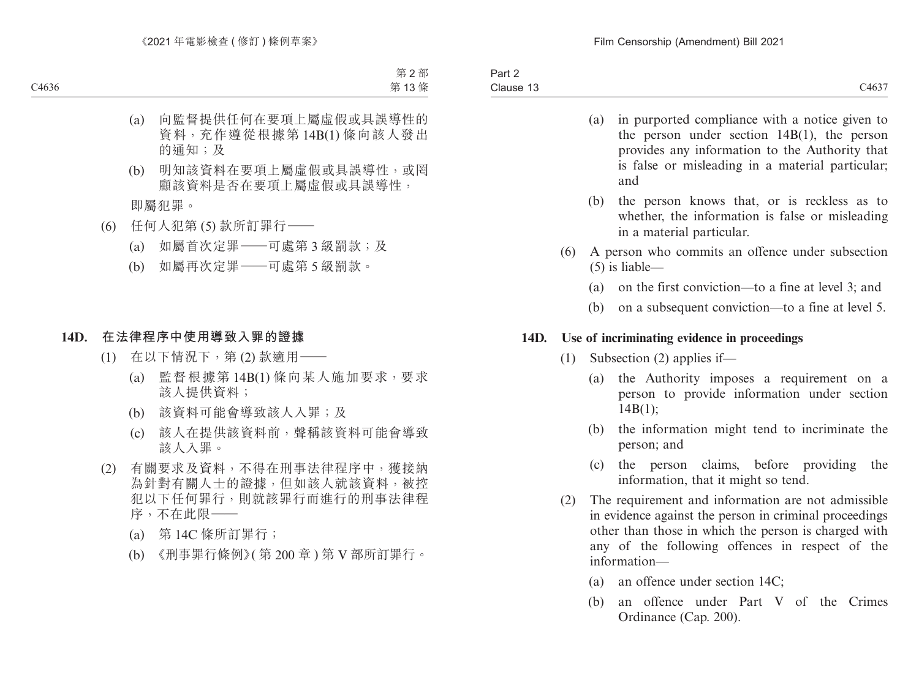(a) 向監督提供任何在要項上屬虛假或具誤導性的資料，充作遵從根據第 14B(1) 條向該人發出的通知；及

(b) 明知該資料在要項上屬虛假或具誤導性，或罔顧該資料是否在要項上屬虛假或具誤導性，

即屬犯罪。

(6) 任何人犯第 (5) 款所訂罪行——

(a) 如屬首次定罪——可處第 3 級罰款；及

(b) 如屬再次定罪——可處第 5 級罰款。

**14D. 在法律程序中使用導致入罪的證據**

(1) 在以下情況下，第 (2) 款適用——

(a) 監督根據第 14B(1) 條向某人施加要求，要求該人提供資料；

(b) 該資料可能會導致該人入罪；及

(c) 該人在提供該資料前，聲稱該資料可能會導致該人入罪。

(2) 有關要求及資料，不得在刑事法律程序中，獲接納為針對有關人士的證據，但如該人就該資料，被控犯以下任何罪行，則就該罪行而進行的刑事法律程序，不在此限——

(a) 第 14C 條所訂罪行；

(b) 《刑事罪行條例》( 第 200 章 ) 第 V 部所訂罪行。

(a) in purported compliance with a notice given to the person under section 14B(1), the person provides any information to the Authority that is false or misleading in a material particular; and

(b) the person knows that, or is reckless as to whether, the information is false or misleading in a material particular.

(6) A person who commits an offence under subsection (5) is liable—

(a) on the first conviction—to a fine at level 3; and

(b) on a subsequent conviction—to a fine at level 5.

**14D. Use of incriminating evidence in proceedings**

(1) Subsection (2) applies if—

(a) the Authority imposes a requirement on a person to provide information under section 14B(1);

(b) the information might tend to incriminate the person; and

(c) the person claims, before providing the information, that it might so tend.

(2) The requirement and information are not admissible in evidence against the person in criminal proceedings other than those in which the person is charged with any of the following offences in respect of the information—

(a) an offence under section 14C;

(b) an offence under Part V of the Crimes Ordinance (Cap. 200).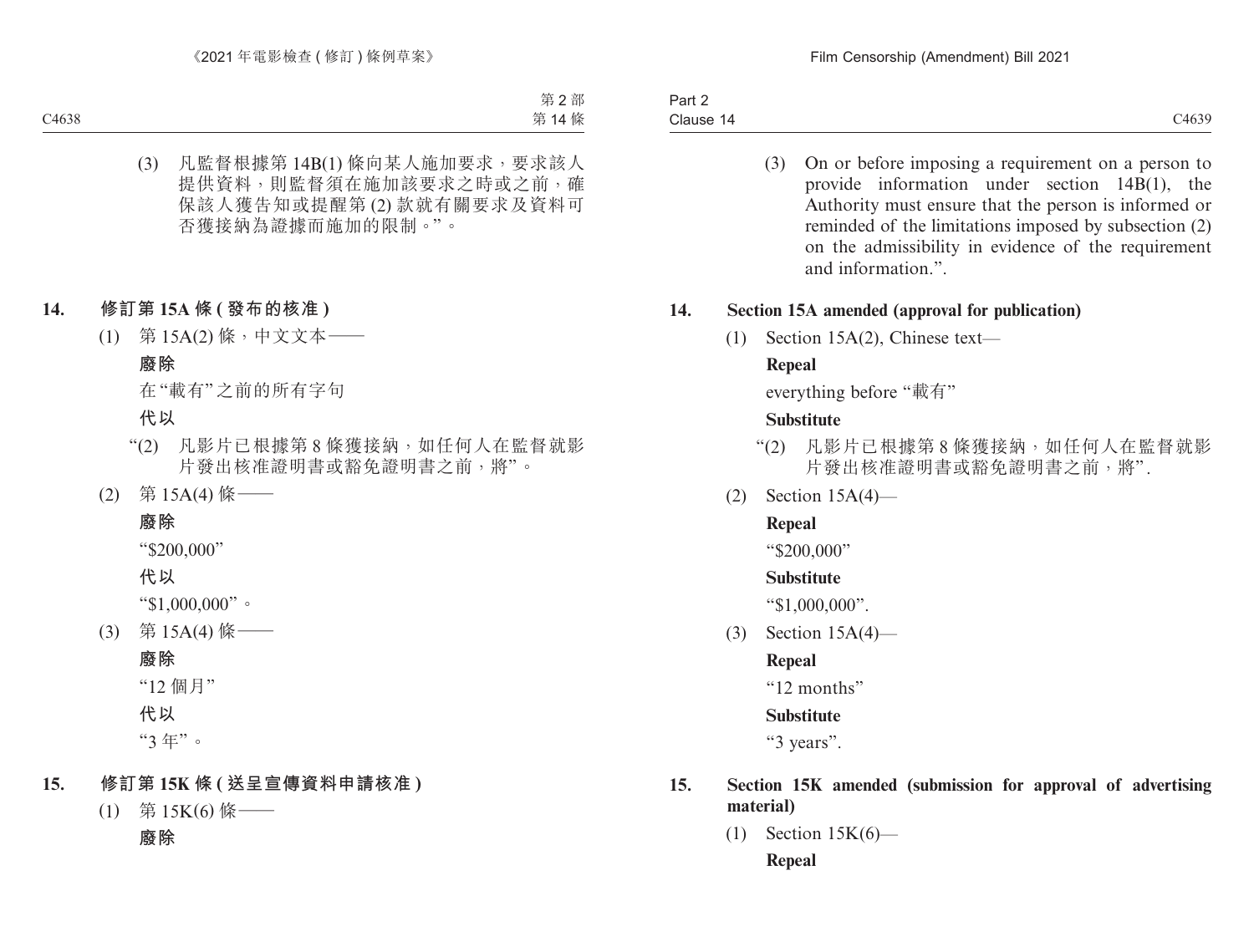(3) 凡監督根據第 14B(1) 條向某人施加要求，要求該人提供資料，則監督須在施加該要求之時或之前，確保該人獲告知或提醒第 (2) 款就有關要求及資料可否獲接納為證據而施加的限制。”。

**14. 修訂第 15A 條 (發布的核准)**

(1) 第 15A(2) 條，中文文本——

**廢除**

在“載有”之前的所有字句

**代以**

“(2) 凡影片已根據第 8 條獲接納，如任何人在監督就影片發出核准證明書或豁免證明書之前，將”。

(2) 第 15A(4) 條——

**廢除**

“$200,000”

**代以**

“$1,000,000”。

(3) 第 15A(4) 條——

**廢除**

“12 個月”

**代以**

“3 年”。

**15. 修訂第 15K 條 (送呈宣傳資料申請核准)**

(1) 第 15K(6) 條——

**廢除**

(3) On or before imposing a requirement on a person to provide information under section 14B(1), the Authority must ensure that the person is informed or reminded of the limitations imposed by subsection (2) on the admissibility in evidence of the requirement and information.”.

**14. Section 15A amended (approval for publication)**

(1) Section 15A(2), Chinese text—

**Repeal**

everything before “載有”

**Substitute**

“(2) 凡影片已根據第 8 條獲接納，如任何人在監督就影片發出核准證明書或豁免證明書之前，將”.

(2) Section 15A(4)—

**Repeal**

“$200,000”

**Substitute**

“$1,000,000”.

(3) Section 15A(4)—

**Repeal**

“12 months”

**Substitute**

“3 years”.

**15. Section 15K amended (submission for approval of advertising material)**

(1) Section 15K(6)—

**Repeal**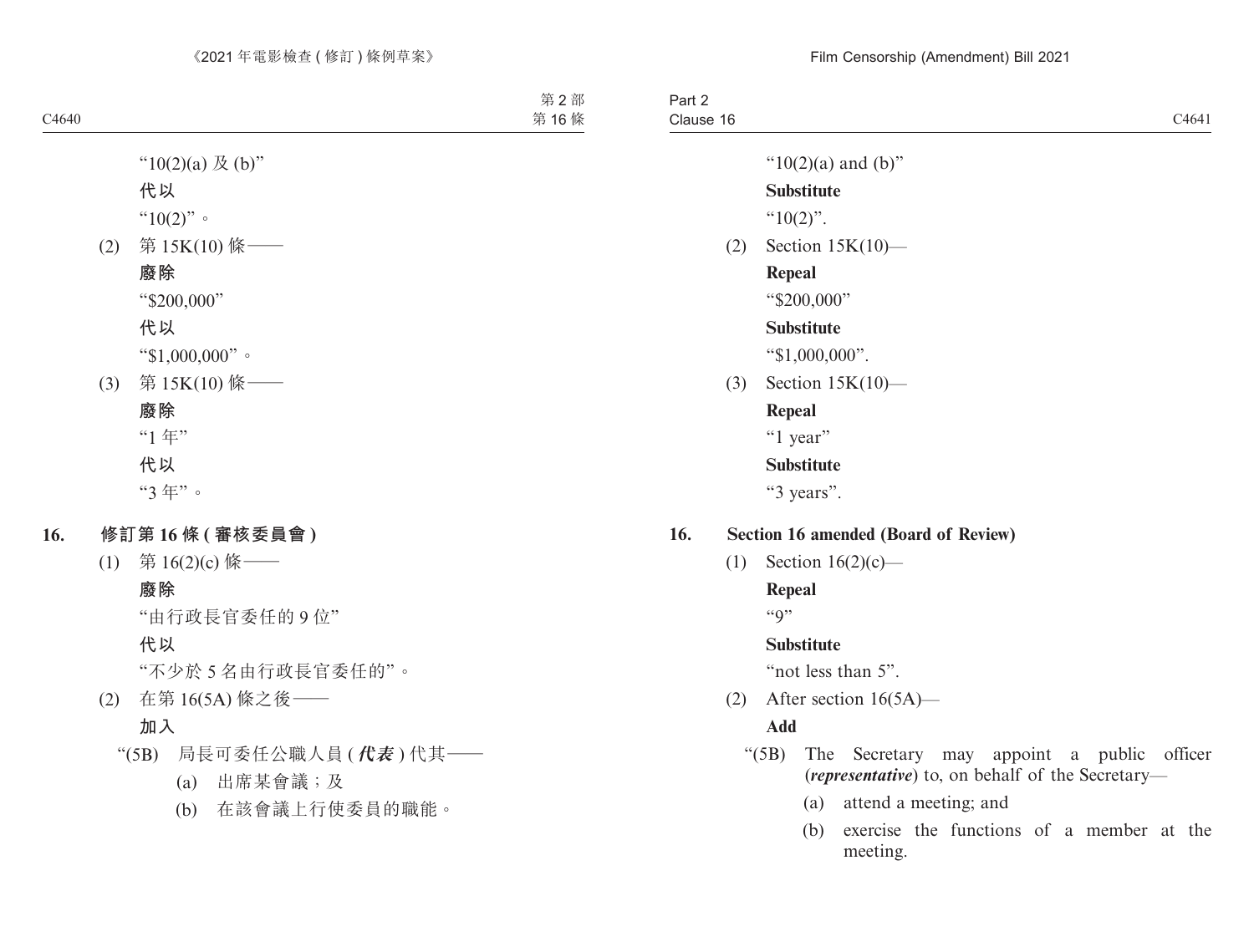"10(2)(a) 及 (b)"

**代以**

"10(2)"。

(2) 第 15K(10) 條——

**廢除**

"$200,000"

**代以**

"$1,000,000"。

(3) 第 15K(10) 條——

**廢除**

"1 年"

**代以**

"3 年"。

**16. 修訂第 16 條 (審核委員會)**

(1) 第 16(2)(c) 條——

**廢除**

"由行政長官委任的 9 位"

**代以**

"不少於 5 名由行政長官委任的"。

(2) 在第 16(5A) 條之後——

**加入**

"(5B) 局長可委任公職人員 (***代表***) 代其——

(a) 出席某會議；及

(b) 在該會議上行使委員的職能。

"10(2)(a) and (b)"

**Substitute**

"10(2)".

(2) Section 15K(10)—

**Repeal**

"$200,000"

**Substitute**

"$1,000,000".

(3) Section 15K(10)—

**Repeal**

"1 year"

**Substitute**

"3 years".

**16. Section 16 amended (Board of Review)**

(1) Section 16(2)(c)—

**Repeal**

"9"

**Substitute**

"not less than 5".

(2) After section 16(5A)—

**Add**

"(5B) The Secretary may appoint a public officer (***representative***) to, on behalf of the Secretary—

(a) attend a meeting; and

(b) exercise the functions of a member at the meeting.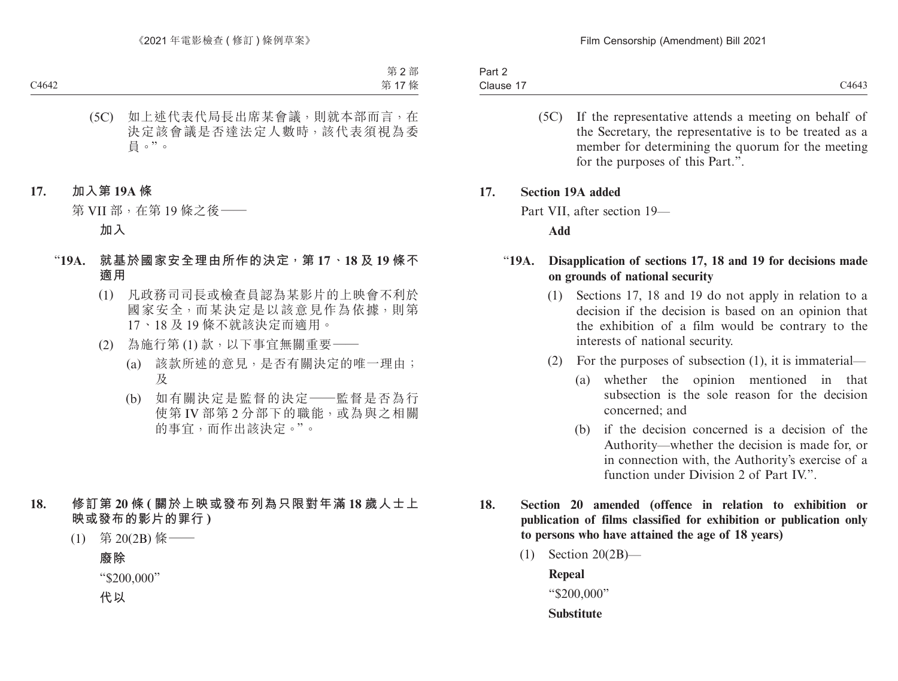(5C) 如上述代表代局長出席某會議，則就本部而言，在決定該會議是否達法定人數時，該代表須視為委員。”。

**17. 加入第 19A 條**

第 VII 部，在第 19 條之後——

**加入**

**“19A. 就基於國家安全理由所作的決定，第 17、18 及 19 條不適用**

(1) 凡政務司司長或檢查員認為某影片的上映會不利於國家安全，而某決定是以該意見作為依據，則第 17、18 及 19 條不就該決定而適用。

(2) 為施行第 (1) 款，以下事宜無關重要——

(a) 該款所述的意見，是否有關決定的唯一理由；及

(b) 如有關決定是監督的決定——監督是否為行使第 IV 部第 2 分部下的職能，或為與之相關的事宜，而作出該決定。”。

**18. 修訂第 20 條 (關於上映或發布列為只限對年滿 18 歲人士上映或發布的影片的罪行)**

(1) 第 20(2B) 條——

**廢除**

“$200,000”

**代以**

(5C) If the representative attends a meeting on behalf of the Secretary, the representative is to be treated as a member for determining the quorum for the meeting for the purposes of this Part.”.

**17. Section 19A added**

Part VII, after section 19—

**Add**

**“19A. Disapplication of sections 17, 18 and 19 for decisions made on grounds of national security**

(1) Sections 17, 18 and 19 do not apply in relation to a decision if the decision is based on an opinion that the exhibition of a film would be contrary to the interests of national security.

(2) For the purposes of subsection (1), it is immaterial—

(a) whether the opinion mentioned in that subsection is the sole reason for the decision concerned; and

(b) if the decision concerned is a decision of the Authority—whether the decision is made for, or in connection with, the Authority's exercise of a function under Division 2 of Part IV.”.

**18. Section 20 amended (offence in relation to exhibition or publication of films classified for exhibition or publication only to persons who have attained the age of 18 years)**

(1) Section 20(2B)—

**Repeal**

“$200,000”

**Substitute**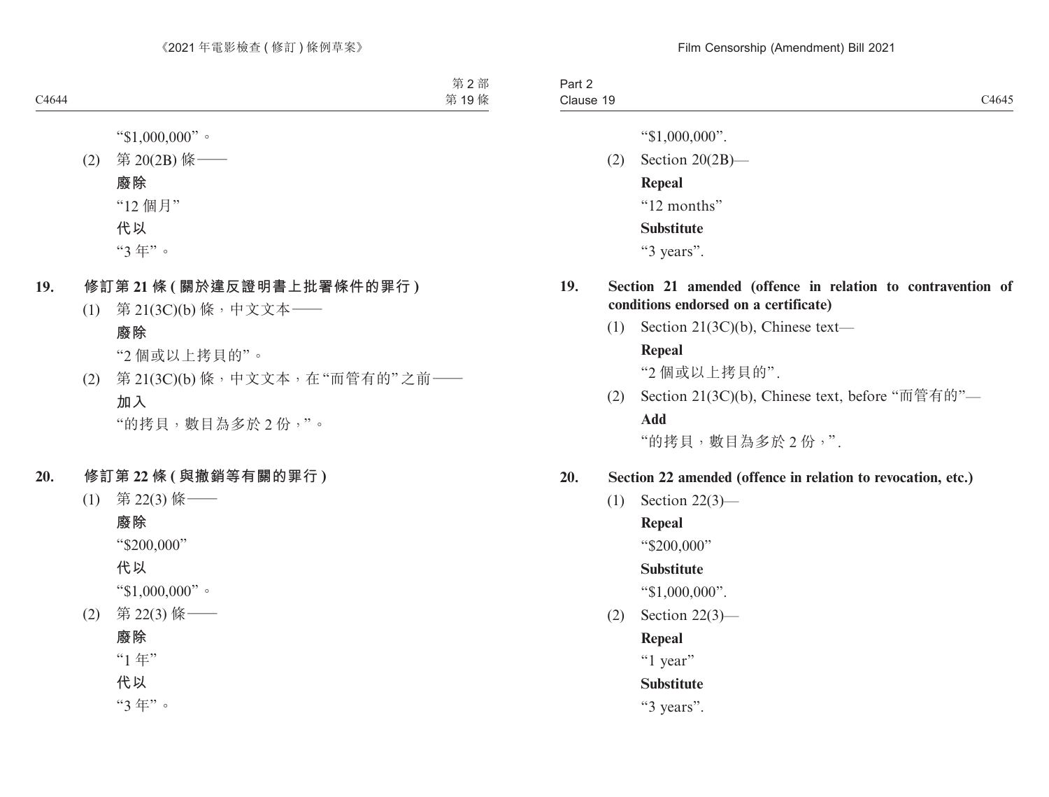"$1,000,000"。

(2) 第 20(2B) 條——

**廢除**

"12 個月"

**代以**

"3 年"。

## 19. 修訂第 21 條 (關於違反證明書上批署條件的罪行)

(1) 第 21(3C)(b) 條，中文文本——

**廢除**

"2 個或以上拷貝的"。

(2) 第 21(3C)(b) 條，中文文本，在"而管有的"之前——

**加入**

"的拷貝，數目為多於 2 份，"。

## 20. 修訂第 22 條 (與撤銷等有關的罪行)

(1) 第 22(3) 條——

**廢除**

"$200,000"

**代以**

"$1,000,000"。

(2) 第 22(3) 條——

**廢除**

"1 年"

**代以**

"3 年"。

---

"$1,000,000".

(2) Section 20(2B)—

**Repeal**

"12 months"

**Substitute**

"3 years".

## 19. Section 21 amended (offence in relation to contravention of conditions endorsed on a certificate)

(1) Section 21(3C)(b), Chinese text—

**Repeal**

"2 個或以上拷貝的".

(2) Section 21(3C)(b), Chinese text, before "而管有的"—

**Add**

"的拷貝，數目為多於 2 份，".

## 20. Section 22 amended (offence in relation to revocation, etc.)

(1) Section 22(3)—

**Repeal**

"$200,000"

**Substitute**

"$1,000,000".

(2) Section 22(3)—

**Repeal**

"1 year"

**Substitute**

"3 years".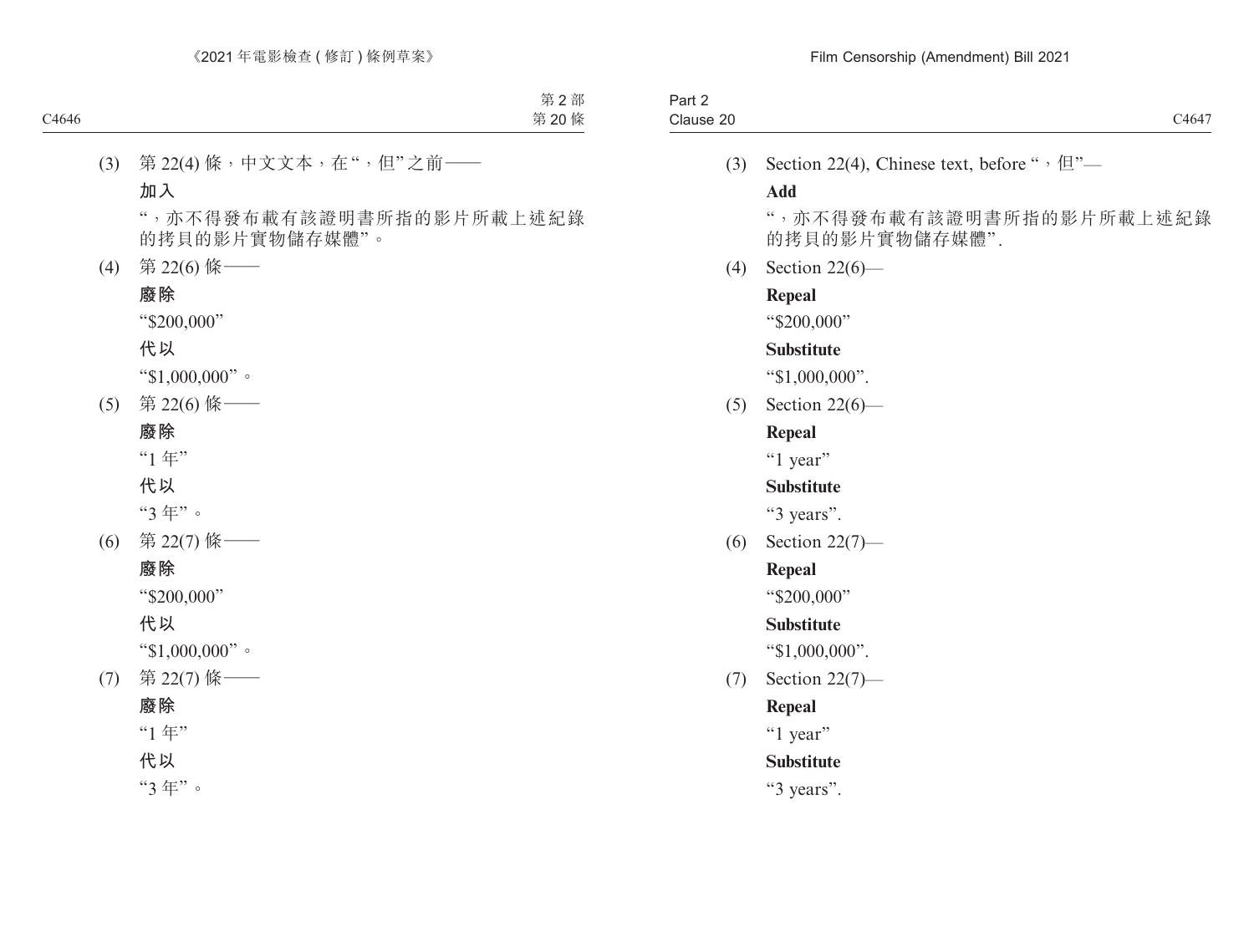(3) 第 22(4) 條，中文文本，在“，但”之前——

**加入**

“，亦不得發布載有該證明書所指的影片所載上述紀錄的拷貝的影片實物儲存媒體”。

(4) 第 22(6) 條——

**廢除**

“$200,000”

**代以**

“$1,000,000”。

(5) 第 22(6) 條——

**廢除**

“1 年”

**代以**

“3 年”。

(6) 第 22(7) 條——

**廢除**

“$200,000”

**代以**

“$1,000,000”。

(7) 第 22(7) 條——

**廢除**

“1 年”

**代以**

“3 年”。

(3) Section 22(4), Chinese text, before “，但”—

**Add**

“，亦不得發布載有該證明書所指的影片所載上述紀錄的拷貝的影片實物儲存媒體”.

(4) Section 22(6)—

**Repeal**

“$200,000”

**Substitute**

“$1,000,000”.

(5) Section 22(6)—

**Repeal**

“1 year”

**Substitute**

“3 years”.

(6) Section 22(7)—

**Repeal**

“$200,000”

**Substitute**

“$1,000,000”.

(7) Section 22(7)—

**Repeal**

“1 year”

**Substitute**

“3 years”.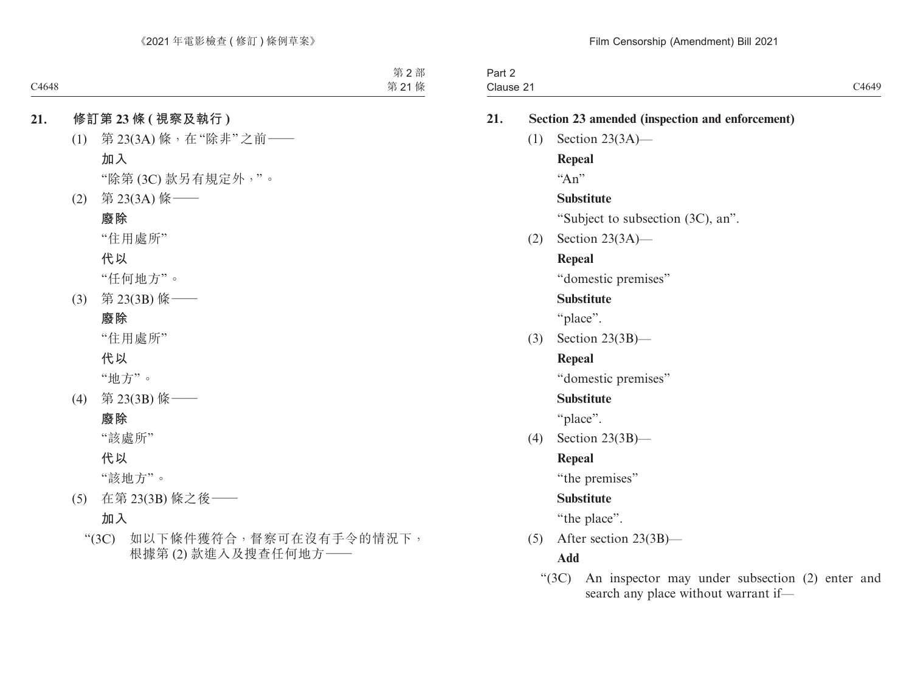**21. 修訂第 23 條 (視察及執行)**

(1) 第 23(3A) 條，在“除非”之前——

**加入**

“除第 (3C) 款另有規定外，”。

(2) 第 23(3A) 條——

**廢除**

“住用處所”

**代以**

“任何地方”。

(3) 第 23(3B) 條——

**廢除**

“住用處所”

**代以**

“地方”。

(4) 第 23(3B) 條——

**廢除**

“該處所”

**代以**

“該地方”。

(5) 在第 23(3B) 條之後——

**加入**

“(3C) 如以下條件獲符合，督察可在沒有手令的情況下，根據第 (2) 款進入及搜查任何地方——

**21. Section 23 amended (inspection and enforcement)**

(1) Section 23(3A)—

**Repeal**

“An”

**Substitute**

“Subject to subsection (3C), an”.

(2) Section 23(3A)—

**Repeal**

“domestic premises”

**Substitute**

“place”.

(3) Section 23(3B)—

**Repeal**

“domestic premises”

**Substitute**

“place”.

(4) Section 23(3B)—

**Repeal**

“the premises”

**Substitute**

“the place”.

(5) After section 23(3B)—

**Add**

“(3C) An inspector may under subsection (2) enter and search any place without warrant if—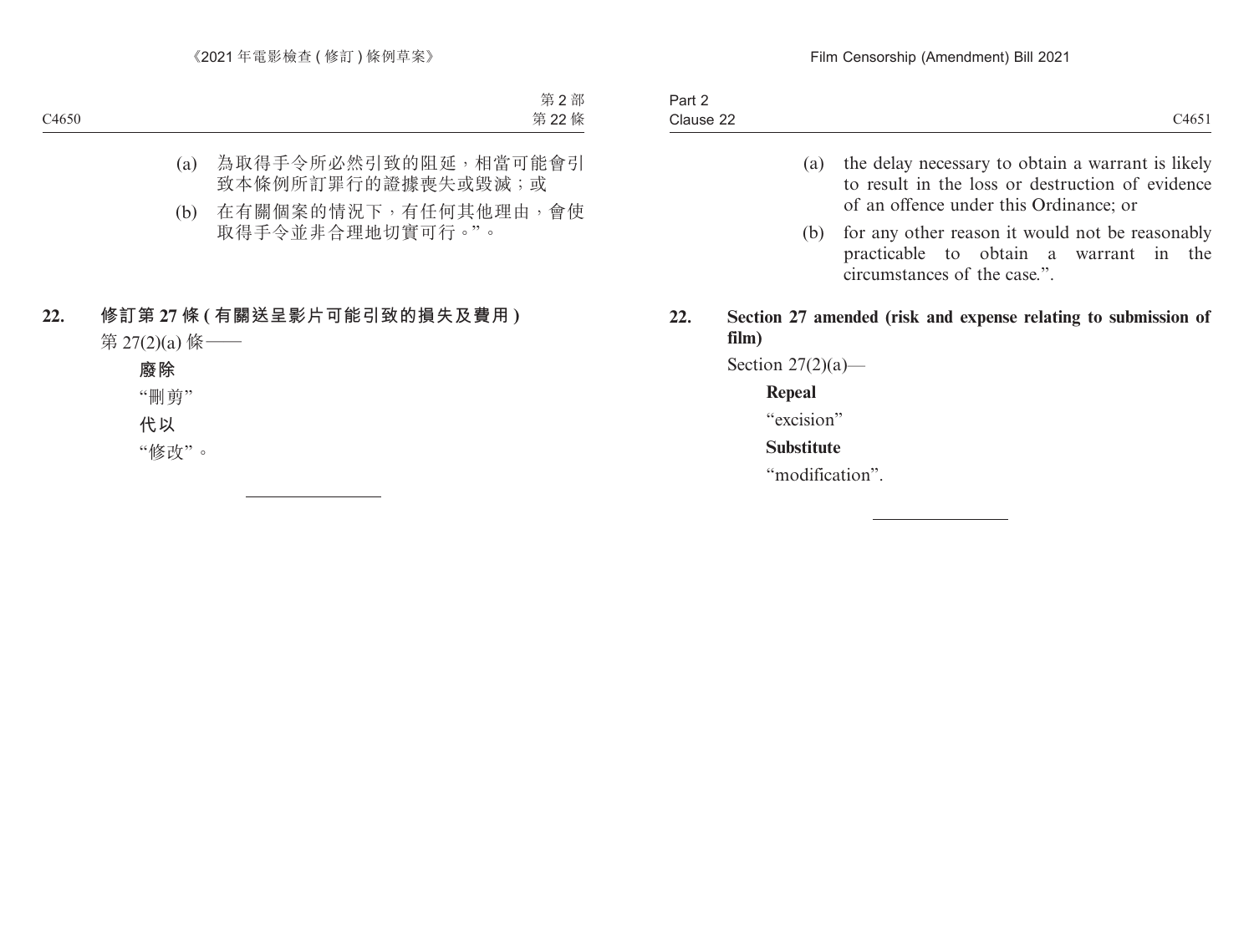(a) 為取得手令所必然引致的阻延，相當可能會引致本條例所訂罪行的證據喪失或毀滅；或

(b) 在有關個案的情況下，有任何其他理由，會使取得手令並非合理地切實可行。”。

## 22. 修訂第 27 條 (有關送呈影片可能引致的損失及費用)

第 27(2)(a) 條——

**廢除**

“刪剪”

**代以**

“修改”。

---

(a) the delay necessary to obtain a warrant is likely to result in the loss or destruction of evidence of an offence under this Ordinance; or

(b) for any other reason it would not be reasonably practicable to obtain a warrant in the circumstances of the case.”.

## 22. Section 27 amended (risk and expense relating to submission of film)

Section 27(2)(a)—

**Repeal**

“excision”

**Substitute**

“modification”.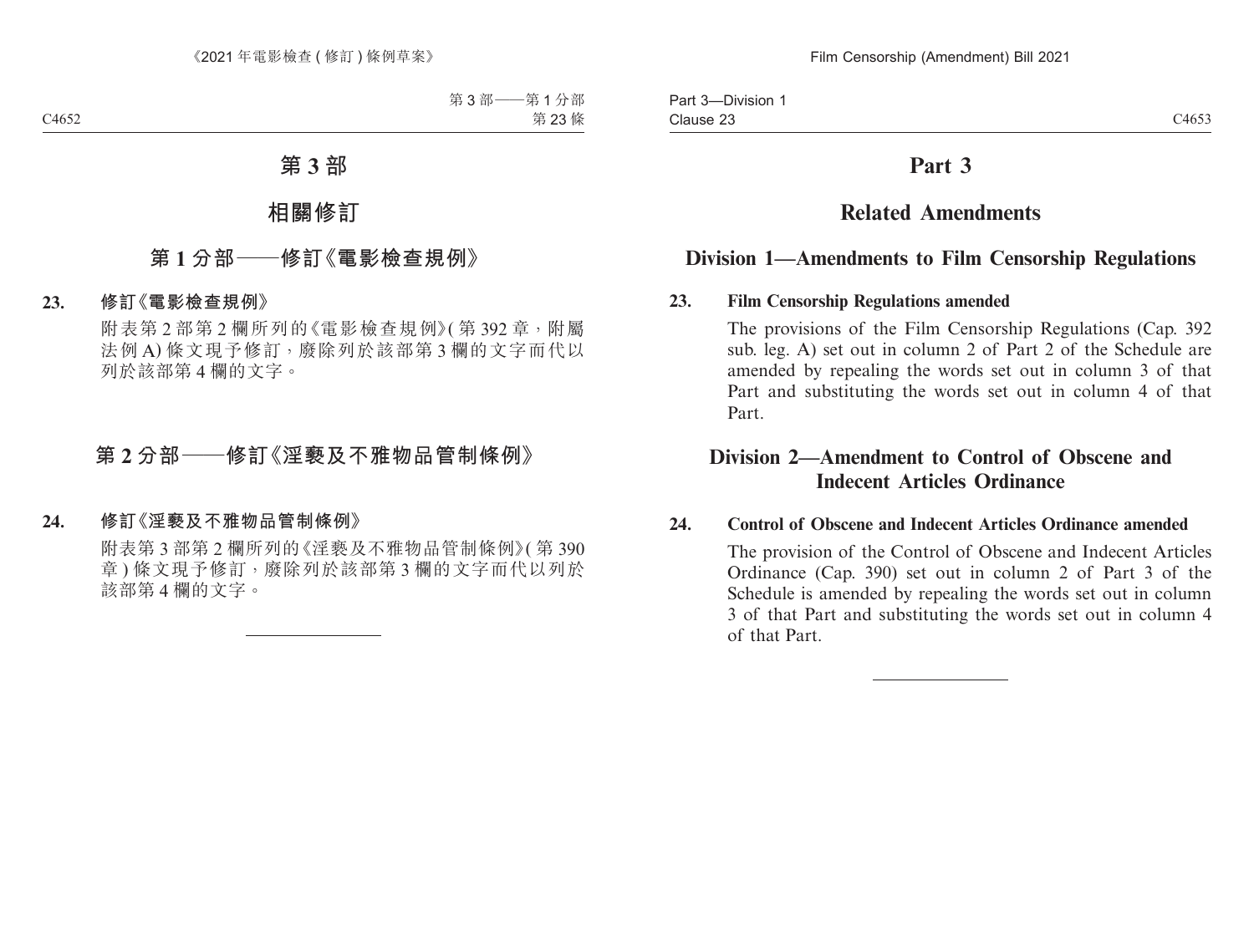# 第 3 部

## 相關修訂

### 第 1 分部——修訂《電影檢查規例》

**23. 修訂《電影檢查規例》**

附表第 2 部第 2 欄所列的《電影檢查規例》(第 392 章，附屬法例 A) 條文現予修訂，廢除列於該部第 3 欄的文字而代以列於該部第 4 欄的文字。

### 第 2 分部——修訂《淫褻及不雅物品管制條例》

**24. 修訂《淫褻及不雅物品管制條例》**

附表第 3 部第 2 欄所列的《淫褻及不雅物品管制條例》(第 390 章) 條文現予修訂，廢除列於該部第 3 欄的文字而代以列於該部第 4 欄的文字。

# Part 3

## Related Amendments

### Division 1—Amendments to Film Censorship Regulations

**23. Film Censorship Regulations amended**

The provisions of the Film Censorship Regulations (Cap. 392 sub. leg. A) set out in column 2 of Part 2 of the Schedule are amended by repealing the words set out in column 3 of that Part and substituting the words set out in column 4 of that Part.

### Division 2—Amendment to Control of Obscene and Indecent Articles Ordinance

**24. Control of Obscene and Indecent Articles Ordinance amended**

The provision of the Control of Obscene and Indecent Articles Ordinance (Cap. 390) set out in column 2 of Part 3 of the Schedule is amended by repealing the words set out in column 3 of that Part and substituting the words set out in column 4 of that Part.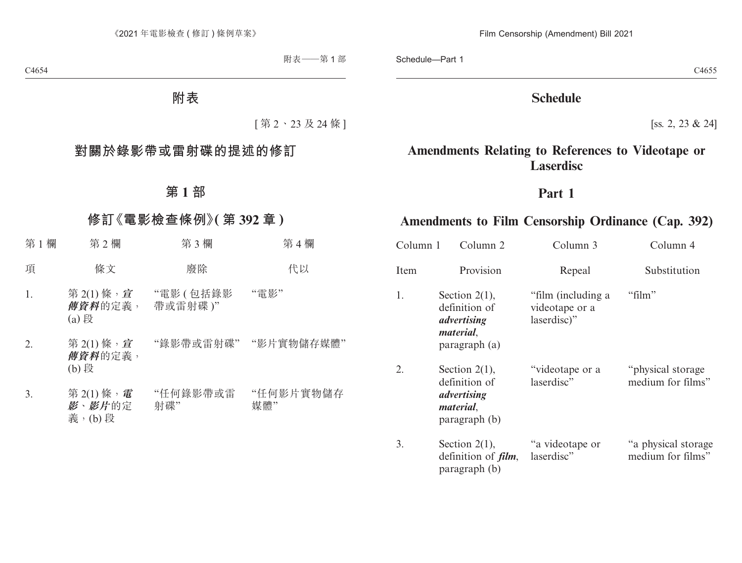# 附表

[第 2、23 及 24 條]

# 對關於錄影帶或雷射碟的提述的修訂

## 第 1 部

## 修訂《電影檢查條例》(第 392 章)

| 第 1 欄 | 第 2 欄 | 第 3 欄 | 第 4 欄 |
|---|---|---|---|
| 項 | 條文 | 廢除 | 代以 |
| 1. | 第 2(1) 條，***宣傳資料***的定義，(a) 段 | “電影 (包括錄影帶或雷射碟)” | “電影” |
| 2. | 第 2(1) 條，***宣傳資料***的定義，(b) 段 | “錄影帶或雷射碟” | “影片實物儲存媒體” |
| 3. | 第 2(1) 條，***電影、影片***的定義，(b) 段 | “任何錄影帶或雷射碟” | “任何影片實物儲存媒體” |

# Schedule

[ss. 2, 23 & 24]

# Amendments Relating to References to Videotape or Laserdisc

## Part 1

## Amendments to Film Censorship Ordinance (Cap. 392)

| Column 1 | Column 2 | Column 3 | Column 4 |
|---|---|---|---|
| Item | Provision | Repeal | Substitution |
| 1. | Section 2(1), definition of ***advertising material***, paragraph (a) | “film (including a videotape or a laserdisc)” | “film” |
| 2. | Section 2(1), definition of ***advertising material***, paragraph (b) | “videotape or a laserdisc” | “physical storage medium for films” |
| 3. | Section 2(1), definition of ***film***, paragraph (b) | “a videotape or laserdisc” | “a physical storage medium for films” |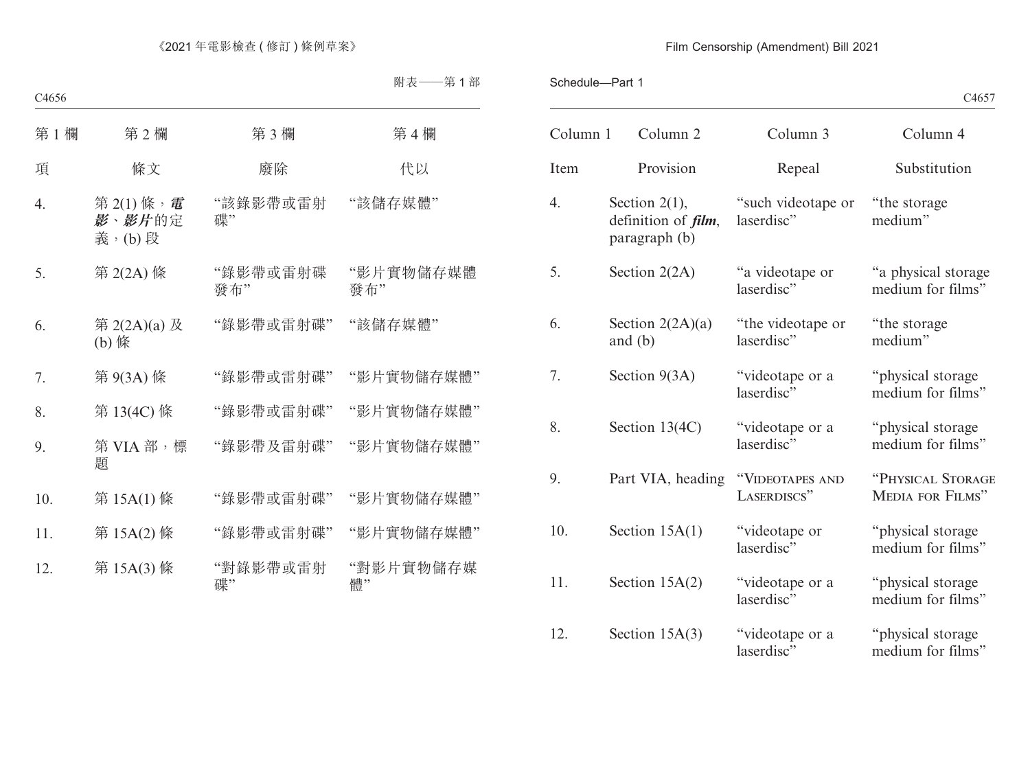附表——第 1 部

| 第 1 欄 | 第 2 欄 | 第 3 欄 | 第 4 欄 |
|---|---|---|---|
| 項 | 條文 | 廢除 | 代以 |
| 4. | 第 2(1) 條，***電影***、***影片***的定義，(b) 段 | “該錄影帶或雷射碟” | “該儲存媒體” |
| 5. | 第 2(2A) 條 | “錄影帶或雷射碟發布” | “影片實物儲存媒體發布” |
| 6. | 第 2(2A)(a) 及 (b) 條 | “錄影帶或雷射碟” | “該儲存媒體” |
| 7. | 第 9(3A) 條 | “錄影帶或雷射碟” | “影片實物儲存媒體” |
| 8. | 第 13(4C) 條 | “錄影帶或雷射碟” | “影片實物儲存媒體” |
| 9. | 第 VIA 部，標題 | “錄影帶及雷射碟” | “影片實物儲存媒體” |
| 10. | 第 15A(1) 條 | “錄影帶或雷射碟” | “影片實物儲存媒體” |
| 11. | 第 15A(2) 條 | “錄影帶或雷射碟” | “影片實物儲存媒體” |
| 12. | 第 15A(3) 條 | “對錄影帶或雷射碟” | “對影片實物儲存媒體” |

Schedule—Part 1

| Column 1 | Column 2 | Column 3 | Column 4 |
|---|---|---|---|
| Item | Provision | Repeal | Substitution |
| 4. | Section 2(1), definition of ***film***, paragraph (b) | “such videotape or laserdisc” | “the storage medium” |
| 5. | Section 2(2A) | “a videotape or laserdisc” | “a physical storage medium for films” |
| 6. | Section 2(2A)(a) and (b) | “the videotape or laserdisc” | “the storage medium” |
| 7. | Section 9(3A) | “videotape or a laserdisc” | “physical storage medium for films” |
| 8. | Section 13(4C) | “videotape or a laserdisc” | “physical storage medium for films” |
| 9. | Part VIA, heading | “VIDEOTAPES AND LASERDISCS” | “PHYSICAL STORAGE MEDIA FOR FILMS” |
| 10. | Section 15A(1) | “videotape or laserdisc” | “physical storage medium for films” |
| 11. | Section 15A(2) | “videotape or a laserdisc” | “physical storage medium for films” |
| 12. | Section 15A(3) | “videotape or a laserdisc” | “physical storage medium for films” |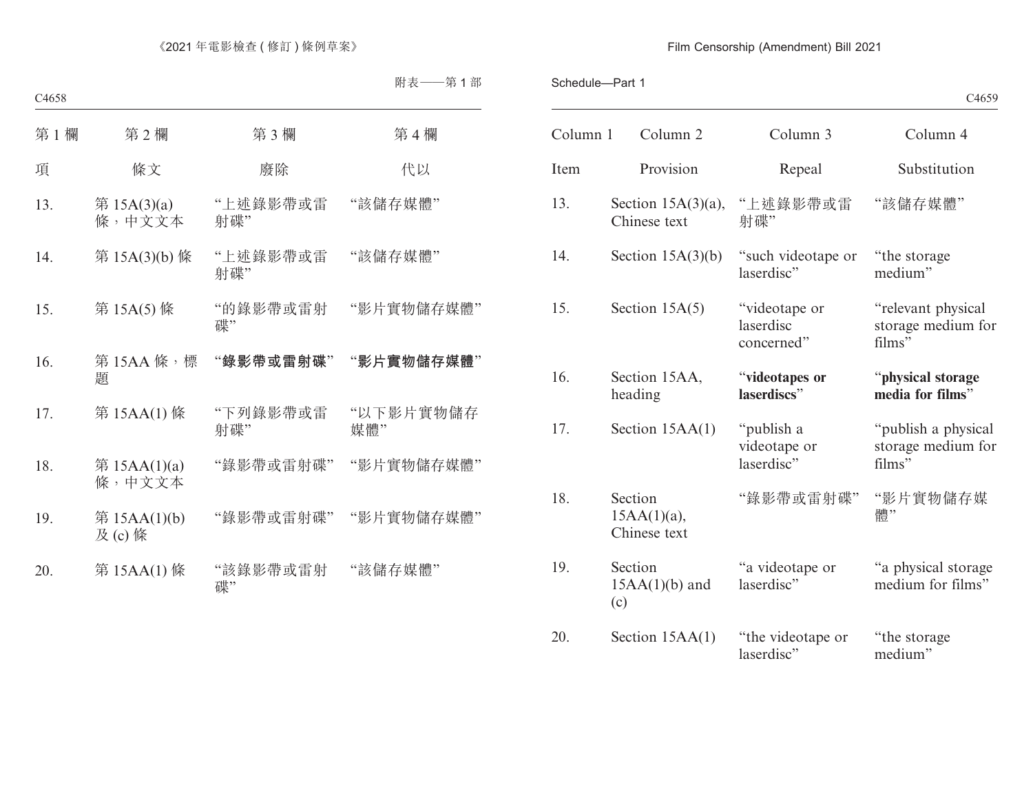附表——第 1 部

| 第 1 欄 | 第 2 欄 | 第 3 欄 | 第 4 欄 |
|---|---|---|---|
| 項 | 條文 | 廢除 | 代以 |
| 13. | 第 15A(3)(a) 條，中文文本 | “上述錄影帶或雷射碟” | “該儲存媒體” |
| 14. | 第 15A(3)(b) 條 | “上述錄影帶或雷射碟” | “該儲存媒體” |
| 15. | 第 15A(5) 條 | “的錄影帶或雷射碟” | “影片實物儲存媒體” |
| 16. | 第 15AA 條，標題 | “**錄影帶或雷射碟**” | “**影片實物儲存媒體**” |
| 17. | 第 15AA(1) 條 | “下列錄影帶或雷射碟” | “以下影片實物儲存媒體” |
| 18. | 第 15AA(1)(a) 條，中文文本 | “錄影帶或雷射碟” | “影片實物儲存媒體” |
| 19. | 第 15AA(1)(b) 及 (c) 條 | “錄影帶或雷射碟” | “影片實物儲存媒體” |
| 20. | 第 15AA(1) 條 | “該錄影帶或雷射碟” | “該儲存媒體” |

Schedule—Part 1

| Column 1 | Column 2 | Column 3 | Column 4 |
|---|---|---|---|
| Item | Provision | Repeal | Substitution |
| 13. | Section 15A(3)(a), Chinese text | “上述錄影帶或雷射碟” | “該儲存媒體” |
| 14. | Section 15A(3)(b) | “such videotape or laserdisc” | “the storage medium” |
| 15. | Section 15A(5) | “videotape or laserdisc concerned” | “relevant physical storage medium for films” |
| 16. | Section 15AA, heading | “**videotapes or laserdiscs**” | “**physical storage media for films**” |
| 17. | Section 15AA(1) | “publish a videotape or laserdisc” | “publish a physical storage medium for films” |
| 18. | Section 15AA(1)(a), Chinese text | “錄影帶或雷射碟” | “影片實物儲存媒體” |
| 19. | Section 15AA(1)(b) and (c) | “a videotape or laserdisc” | “a physical storage medium for films” |
| 20. | Section 15AA(1) | “the videotape or laserdisc” | “the storage medium” |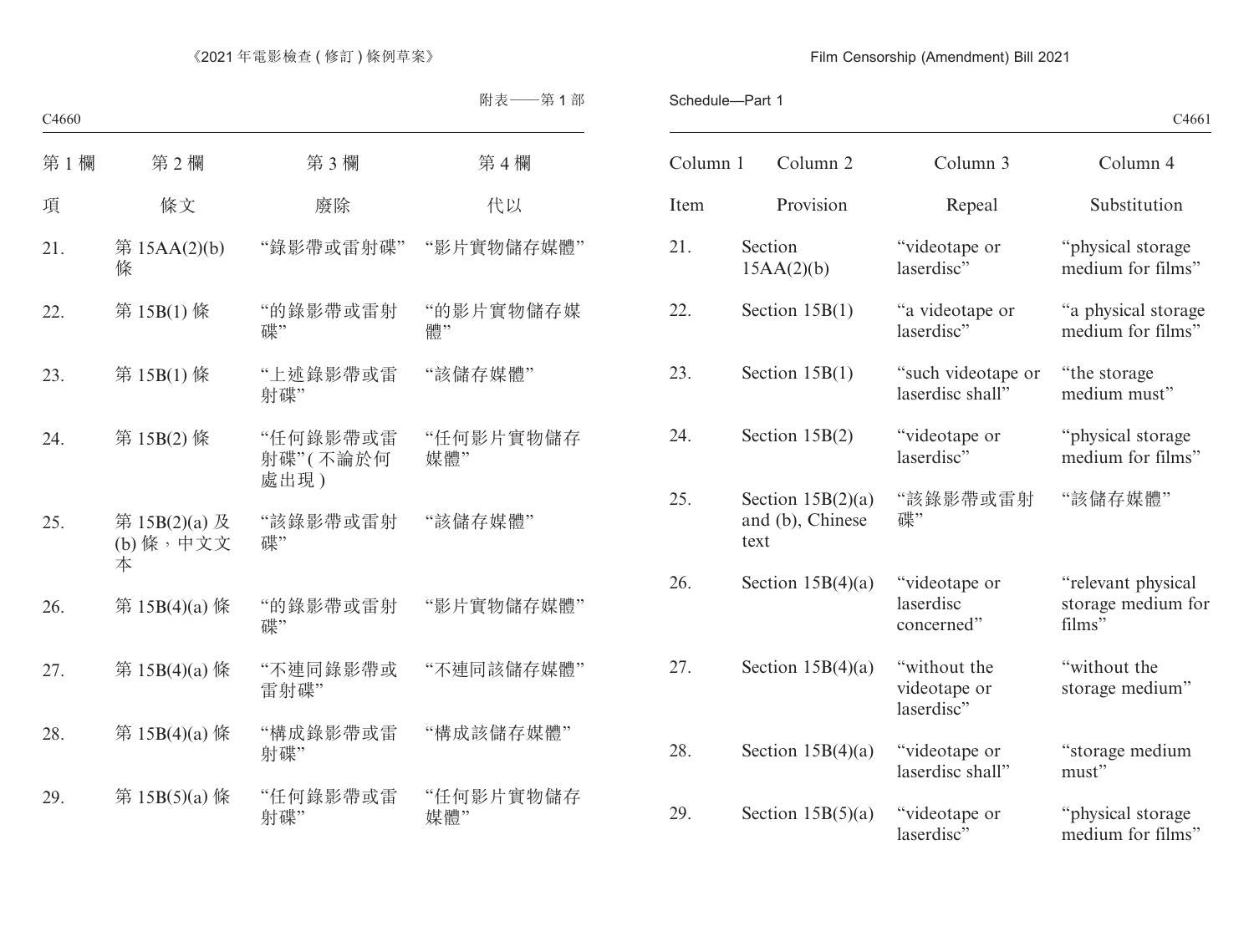附表——第 1 部

| 第 1 欄 | 第 2 欄 | 第 3 欄 | 第 4 欄 |
|---|---|---|---|
| 項 | 條文 | 廢除 | 代以 |
| 21. | 第 15AA(2)(b) 條 | “錄影帶或雷射碟” | “影片實物儲存媒體” |
| 22. | 第 15B(1) 條 | “的錄影帶或雷射碟” | “的影片實物儲存媒體” |
| 23. | 第 15B(1) 條 | “上述錄影帶或雷射碟” | “該儲存媒體” |
| 24. | 第 15B(2) 條 | “任何錄影帶或雷射碟” (不論於何處出現) | “任何影片實物儲存媒體” |
| 25. | 第 15B(2)(a) 及 (b) 條，中文文本 | “該錄影帶或雷射碟” | “該儲存媒體” |
| 26. | 第 15B(4)(a) 條 | “的錄影帶或雷射碟” | “影片實物儲存媒體” |
| 27. | 第 15B(4)(a) 條 | “不連同錄影帶或雷射碟” | “不連同該儲存媒體” |
| 28. | 第 15B(4)(a) 條 | “構成錄影帶或雷射碟” | “構成該儲存媒體” |
| 29. | 第 15B(5)(a) 條 | “任何錄影帶或雷射碟” | “任何影片實物儲存媒體” |

Schedule—Part 1

| Column 1 | Column 2 | Column 3 | Column 4 |
|---|---|---|---|
| Item | Provision | Repeal | Substitution |
| 21. | Section 15AA(2)(b) | “videotape or laserdisc” | “physical storage medium for films” |
| 22. | Section 15B(1) | “a videotape or laserdisc” | “a physical storage medium for films” |
| 23. | Section 15B(1) | “such videotape or laserdisc shall” | “the storage medium must” |
| 24. | Section 15B(2) | “videotape or laserdisc” | “physical storage medium for films” |
| 25. | Section 15B(2)(a) and (b), Chinese text | “該錄影帶或雷射碟” | “該儲存媒體” |
| 26. | Section 15B(4)(a) | “videotape or laserdisc concerned” | “relevant physical storage medium for films” |
| 27. | Section 15B(4)(a) | “without the videotape or laserdisc” | “without the storage medium” |
| 28. | Section 15B(4)(a) | “videotape or laserdisc shall” | “storage medium must” |
| 29. | Section 15B(5)(a) | “videotape or laserdisc” | “physical storage medium for films” |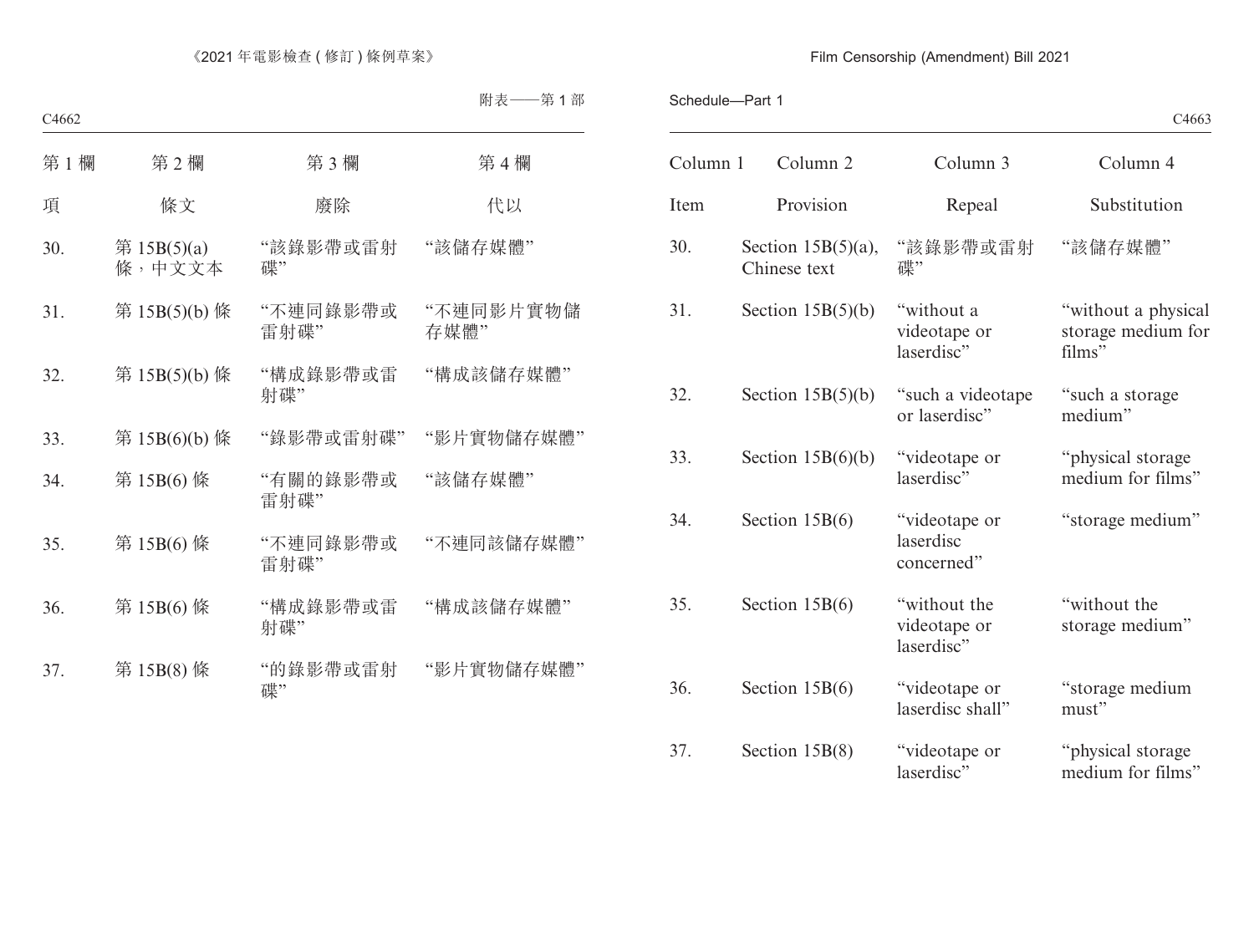附表——第 1 部

| 第 1 欄 | 第 2 欄 | 第 3 欄 | 第 4 欄 |
|---|---|---|---|
| 項 | 條文 | 廢除 | 代以 |
| 30. | 第 15B(5)(a) 條，中文文本 | “該錄影帶或雷射碟” | “該儲存媒體” |
| 31. | 第 15B(5)(b) 條 | “不連同錄影帶或雷射碟” | “不連同影片實物儲存媒體” |
| 32. | 第 15B(5)(b) 條 | “構成錄影帶或雷射碟” | “構成該儲存媒體” |
| 33. | 第 15B(6)(b) 條 | “錄影帶或雷射碟” | “影片實物儲存媒體” |
| 34. | 第 15B(6) 條 | “有關的錄影帶或雷射碟” | “該儲存媒體” |
| 35. | 第 15B(6) 條 | “不連同錄影帶或雷射碟” | “不連同該儲存媒體” |
| 36. | 第 15B(6) 條 | “構成錄影帶或雷射碟” | “構成該儲存媒體” |
| 37. | 第 15B(8) 條 | “的錄影帶或雷射碟” | “影片實物儲存媒體” |

Schedule—Part 1

| Column 1 | Column 2 | Column 3 | Column 4 |
|---|---|---|---|
| Item | Provision | Repeal | Substitution |
| 30. | Section 15B(5)(a), Chinese text | “該錄影帶或雷射碟” | “該儲存媒體” |
| 31. | Section 15B(5)(b) | “without a videotape or laserdisc” | “without a physical storage medium for films” |
| 32. | Section 15B(5)(b) | “such a videotape or laserdisc” | “such a storage medium” |
| 33. | Section 15B(6)(b) | “videotape or laserdisc” | “physical storage medium for films” |
| 34. | Section 15B(6) | “videotape or laserdisc concerned” | “storage medium” |
| 35. | Section 15B(6) | “without the videotape or laserdisc” | “without the storage medium” |
| 36. | Section 15B(6) | “videotape or laserdisc shall” | “storage medium must” |
| 37. | Section 15B(8) | “videotape or laserdisc” | “physical storage medium for films” |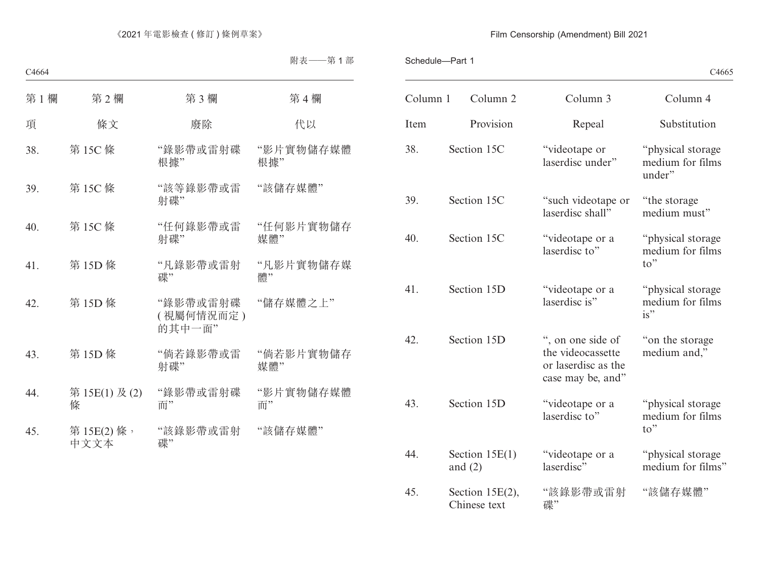附表——第 1 部

| 第 1 欄 | 第 2 欄 | 第 3 欄 | 第 4 欄 |
|---|---|---|---|
| 項 | 條文 | 廢除 | 代以 |
| 38. | 第 15C 條 | “錄影帶或雷射碟根據” | “影片實物儲存媒體根據” |
| 39. | 第 15C 條 | “該等錄影帶或雷射碟” | “該儲存媒體” |
| 40. | 第 15C 條 | “任何錄影帶或雷射碟” | “任何影片實物儲存媒體” |
| 41. | 第 15D 條 | “凡錄影帶或雷射碟” | “凡影片實物儲存媒體” |
| 42. | 第 15D 條 | “錄影帶或雷射碟 ( 視屬何情況而定 ) 的其中一面” | “儲存媒體之上” |
| 43. | 第 15D 條 | “倘若錄影帶或雷射碟” | “倘若影片實物儲存媒體” |
| 44. | 第 15E(1) 及 (2) 條 | “錄影帶或雷射碟而” | “影片實物儲存媒體而” |
| 45. | 第 15E(2) 條，中文文本 | “該錄影帶或雷射碟” | “該儲存媒體” |

Schedule—Part 1

| Column 1 | Column 2 | Column 3 | Column 4 |
|---|---|---|---|
| Item | Provision | Repeal | Substitution |
| 38. | Section 15C | “videotape or laserdisc under” | “physical storage medium for films under” |
| 39. | Section 15C | “such videotape or laserdisc shall” | “the storage medium must” |
| 40. | Section 15C | “videotape or a laserdisc to” | “physical storage medium for films to” |
| 41. | Section 15D | “videotape or a laserdisc is” | “physical storage medium for films is” |
| 42. | Section 15D | “, on one side of the videocassette or laserdisc as the case may be, and” | “on the storage medium and,” |
| 43. | Section 15D | “videotape or a laserdisc to” | “physical storage medium for films to” |
| 44. | Section 15E(1) and (2) | “videotape or a laserdisc” | “physical storage medium for films” |
| 45. | Section 15E(2), Chinese text | “該錄影帶或雷射碟” | “該儲存媒體” |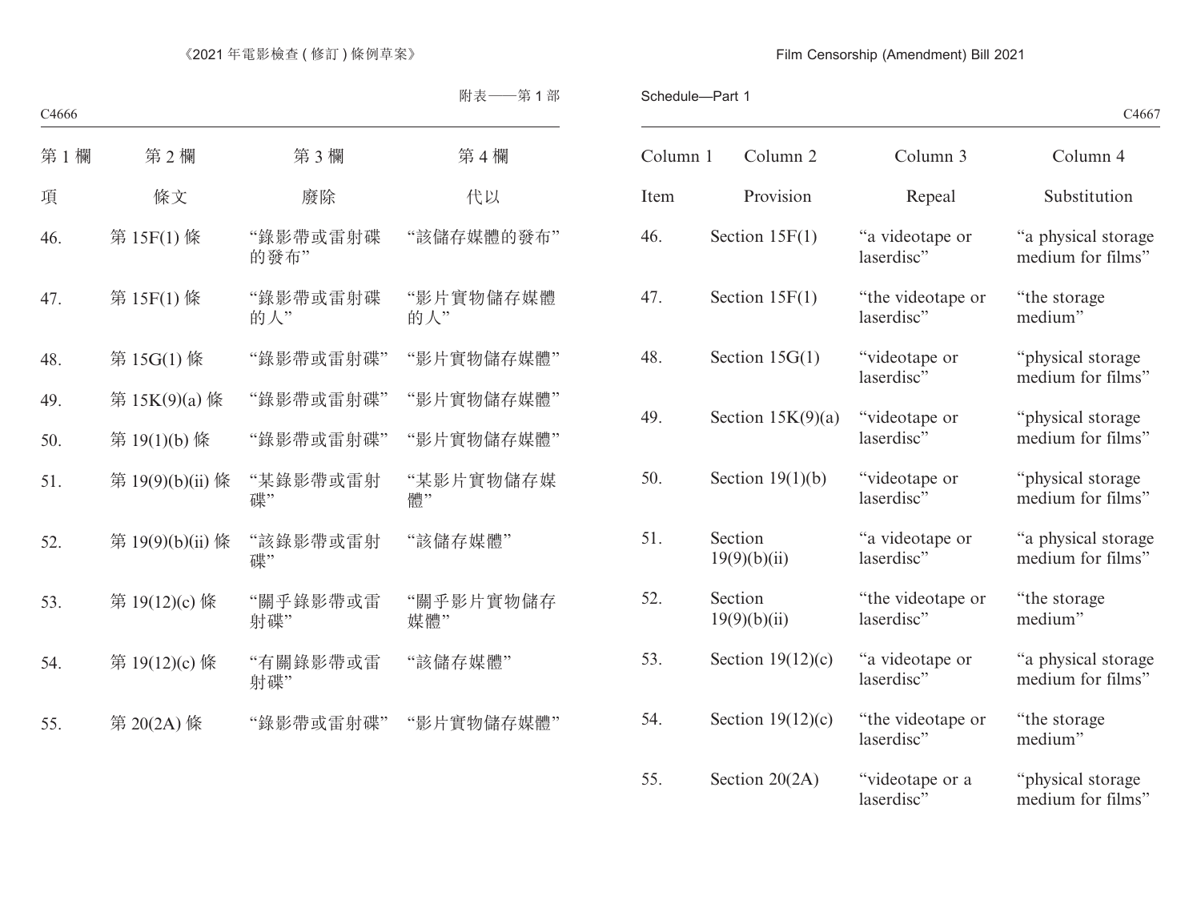附表——第 1 部

| 第 1 欄 | 第 2 欄 | 第 3 欄 | 第 4 欄 |
|---|---|---|---|
| 項 | 條文 | 廢除 | 代以 |
| 46. | 第 15F(1) 條 | “錄影帶或雷射碟的發布” | “該儲存媒體的發布” |
| 47. | 第 15F(1) 條 | “錄影帶或雷射碟的人” | “影片實物儲存媒體的人” |
| 48. | 第 15G(1) 條 | “錄影帶或雷射碟” | “影片實物儲存媒體” |
| 49. | 第 15K(9)(a) 條 | “錄影帶或雷射碟” | “影片實物儲存媒體” |
| 50. | 第 19(1)(b) 條 | “錄影帶或雷射碟” | “影片實物儲存媒體” |
| 51. | 第 19(9)(b)(ii) 條 | “某錄影帶或雷射碟” | “某影片實物儲存媒體” |
| 52. | 第 19(9)(b)(ii) 條 | “該錄影帶或雷射碟” | “該儲存媒體” |
| 53. | 第 19(12)(c) 條 | “關乎錄影帶或雷射碟” | “關乎影片實物儲存媒體” |
| 54. | 第 19(12)(c) 條 | “有關錄影帶或雷射碟” | “該儲存媒體” |
| 55. | 第 20(2A) 條 | “錄影帶或雷射碟” | “影片實物儲存媒體” |

Schedule—Part 1

| Column 1 | Column 2 | Column 3 | Column 4 |
|---|---|---|---|
| Item | Provision | Repeal | Substitution |
| 46. | Section 15F(1) | “a videotape or laserdisc” | “a physical storage medium for films” |
| 47. | Section 15F(1) | “the videotape or laserdisc” | “the storage medium” |
| 48. | Section 15G(1) | “videotape or laserdisc” | “physical storage medium for films” |
| 49. | Section 15K(9)(a) | “videotape or laserdisc” | “physical storage medium for films” |
| 50. | Section 19(1)(b) | “videotape or laserdisc” | “physical storage medium for films” |
| 51. | Section 19(9)(b)(ii) | “a videotape or laserdisc” | “a physical storage medium for films” |
| 52. | Section 19(9)(b)(ii) | “the videotape or laserdisc” | “the storage medium” |
| 53. | Section 19(12)(c) | “a videotape or laserdisc” | “a physical storage medium for films” |
| 54. | Section 19(12)(c) | “the videotape or laserdisc” | “the storage medium” |
| 55. | Section 20(2A) | “videotape or a laserdisc” | “physical storage medium for films” |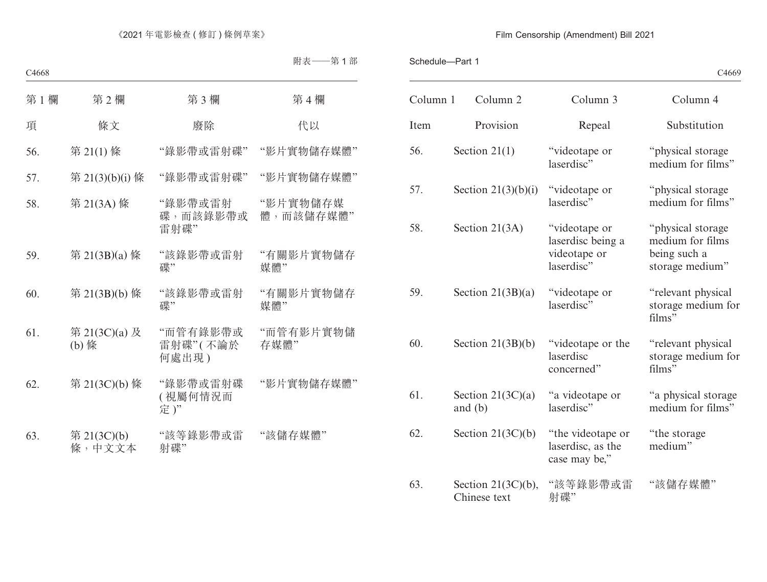附表——第 1 部

| 第 1 欄 | 第 2 欄 | 第 3 欄 | 第 4 欄 |
|---|---|---|---|
| 項 | 條文 | 廢除 | 代以 |
| 56. | 第 21(1) 條 | “錄影帶或雷射碟” | “影片實物儲存媒體” |
| 57. | 第 21(3)(b)(i) 條 | “錄影帶或雷射碟” | “影片實物儲存媒體” |
| 58. | 第 21(3A) 條 | “錄影帶或雷射碟，而該錄影帶或雷射碟” | “影片實物儲存媒體，而該儲存媒體” |
| 59. | 第 21(3B)(a) 條 | “該錄影帶或雷射碟” | “有關影片實物儲存媒體” |
| 60. | 第 21(3B)(b) 條 | “該錄影帶或雷射碟” | “有關影片實物儲存媒體” |
| 61. | 第 21(3C)(a) 及 (b) 條 | “而管有錄影帶或雷射碟”(不論於何處出現) | “而管有影片實物儲存媒體” |
| 62. | 第 21(3C)(b) 條 | “錄影帶或雷射碟 (視屬何情況而定)” | “影片實物儲存媒體” |
| 63. | 第 21(3C)(b) 條，中文文本 | “該等錄影帶或雷射碟” | “該儲存媒體” |

Schedule—Part 1

| Column 1 | Column 2 | Column 3 | Column 4 |
|---|---|---|---|
| Item | Provision | Repeal | Substitution |
| 56. | Section 21(1) | “videotape or laserdisc” | “physical storage medium for films” |
| 57. | Section 21(3)(b)(i) | “videotape or laserdisc” | “physical storage medium for films” |
| 58. | Section 21(3A) | “videotape or laserdisc being a videotape or laserdisc” | “physical storage medium for films being such a storage medium” |
| 59. | Section 21(3B)(a) | “videotape or laserdisc” | “relevant physical storage medium for films” |
| 60. | Section 21(3B)(b) | “videotape or the laserdisc concerned” | “relevant physical storage medium for films” |
| 61. | Section 21(3C)(a) and (b) | “a videotape or laserdisc” | “a physical storage medium for films” |
| 62. | Section 21(3C)(b) | “the videotape or laserdisc, as the case may be,” | “the storage medium” |
| 63. | Section 21(3C)(b), Chinese text | “該等錄影帶或雷射碟” | “該儲存媒體” |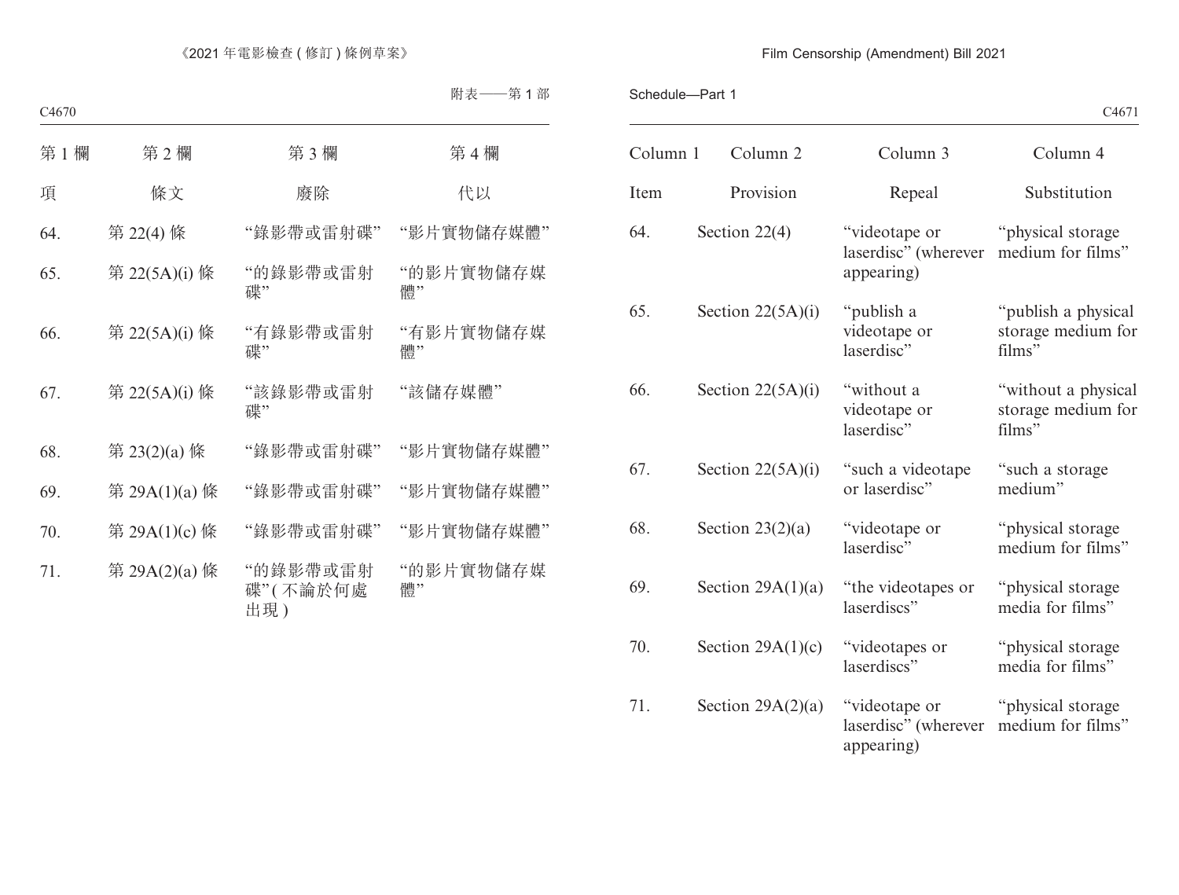附表——第 1 部

| 第 1 欄 | 第 2 欄 | 第 3 欄 | 第 4 欄 |
|---|---|---|---|
| 項 | 條文 | 廢除 | 代以 |
| 64. | 第 22(4) 條 | “錄影帶或雷射碟” | “影片實物儲存媒體” |
| 65. | 第 22(5A)(i) 條 | “的錄影帶或雷射碟” | “的影片實物儲存媒體” |
| 66. | 第 22(5A)(i) 條 | “有錄影帶或雷射碟” | “有影片實物儲存媒體” |
| 67. | 第 22(5A)(i) 條 | “該錄影帶或雷射碟” | “該儲存媒體” |
| 68. | 第 23(2)(a) 條 | “錄影帶或雷射碟” | “影片實物儲存媒體” |
| 69. | 第 29A(1)(a) 條 | “錄影帶或雷射碟” | “影片實物儲存媒體” |
| 70. | 第 29A(1)(c) 條 | “錄影帶或雷射碟” | “影片實物儲存媒體” |
| 71. | 第 29A(2)(a) 條 | “的錄影帶或雷射碟”(不論於何處出現) | “的影片實物儲存媒體” |

Schedule—Part 1

| Column 1 | Column 2 | Column 3 | Column 4 |
|---|---|---|---|
| Item | Provision | Repeal | Substitution |
| 64. | Section 22(4) | “videotape or laserdisc” (wherever appearing) | “physical storage medium for films” |
| 65. | Section 22(5A)(i) | “publish a videotape or laserdisc” | “publish a physical storage medium for films” |
| 66. | Section 22(5A)(i) | “without a videotape or laserdisc” | “without a physical storage medium for films” |
| 67. | Section 22(5A)(i) | “such a videotape or laserdisc” | “such a storage medium” |
| 68. | Section 23(2)(a) | “videotape or laserdisc” | “physical storage medium for films” |
| 69. | Section 29A(1)(a) | “the videotapes or laserdiscs” | “physical storage media for films” |
| 70. | Section 29A(1)(c) | “videotapes or laserdiscs” | “physical storage media for films” |
| 71. | Section 29A(2)(a) | “videotape or laserdisc” (wherever appearing) | “physical storage medium for films” |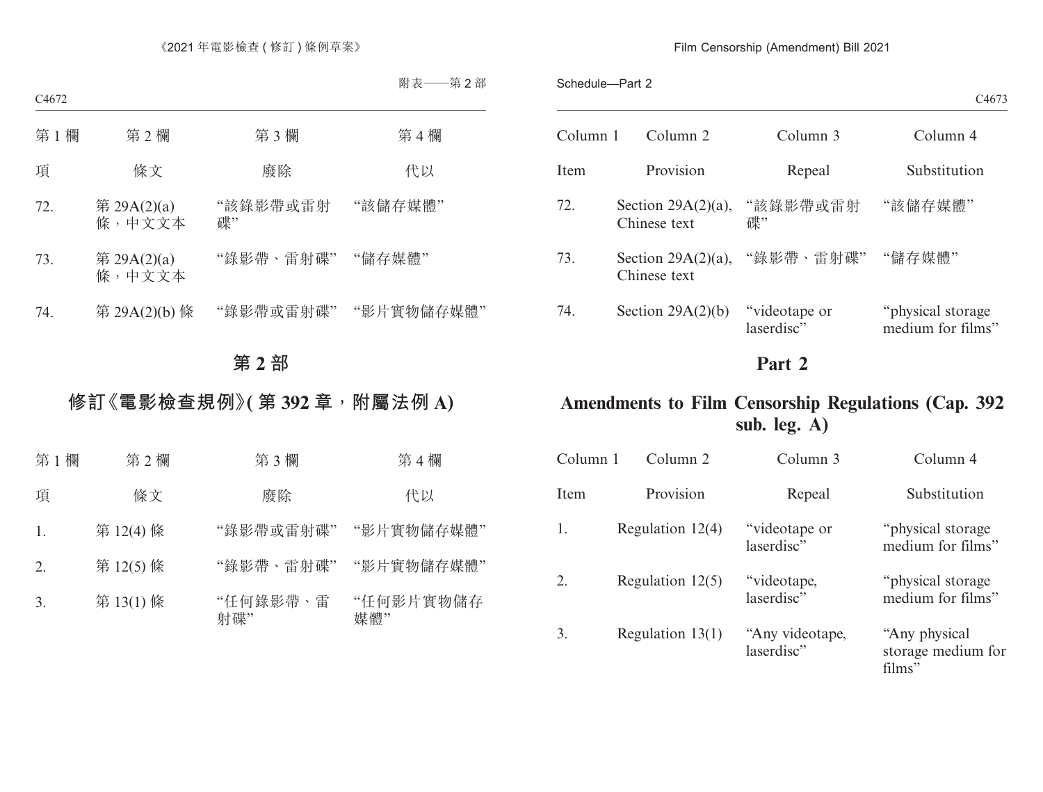| 第 1 欄 | 第 2 欄 | 第 3 欄 | 第 4 欄 |
|---|---|---|---|
| 項 | 條文 | 廢除 | 代以 |
| 72. | 第 29A(2)(a) 條，中文文本 | “該錄影帶或雷射碟” | “該儲存媒體” |
| 73. | 第 29A(2)(a) 條，中文文本 | “錄影帶、雷射碟” | “儲存媒體” |
| 74. | 第 29A(2)(b) 條 | “錄影帶或雷射碟” | “影片實物儲存媒體” |

## 第 2 部

## 修訂《電影檢查規例》(第 392 章，附屬法例 A)

| 第 1 欄 | 第 2 欄 | 第 3 欄 | 第 4 欄 |
|---|---|---|---|
| 項 | 條文 | 廢除 | 代以 |
| 1. | 第 12(4) 條 | “錄影帶或雷射碟” | “影片實物儲存媒體” |
| 2. | 第 12(5) 條 | “錄影帶、雷射碟” | “影片實物儲存媒體” |
| 3. | 第 13(1) 條 | “任何錄影帶、雷射碟” | “任何影片實物儲存媒體” |

| Column 1 | Column 2 | Column 3 | Column 4 |
|---|---|---|---|
| Item | Provision | Repeal | Substitution |
| 72. | Section 29A(2)(a), Chinese text | “該錄影帶或雷射碟” | “該儲存媒體” |
| 73. | Section 29A(2)(a), Chinese text | “錄影帶、雷射碟” | “儲存媒體” |
| 74. | Section 29A(2)(b) | “videotape or laserdisc” | “physical storage medium for films” |

## Part 2

## Amendments to Film Censorship Regulations (Cap. 392 sub. leg. A)

| Column 1 | Column 2 | Column 3 | Column 4 |
|---|---|---|---|
| Item | Provision | Repeal | Substitution |
| 1. | Regulation 12(4) | “videotape or laserdisc” | “physical storage medium for films” |
| 2. | Regulation 12(5) | “videotape, laserdisc” | “physical storage medium for films” |
| 3. | Regulation 13(1) | “Any videotape, laserdisc” | “Any physical storage medium for films” |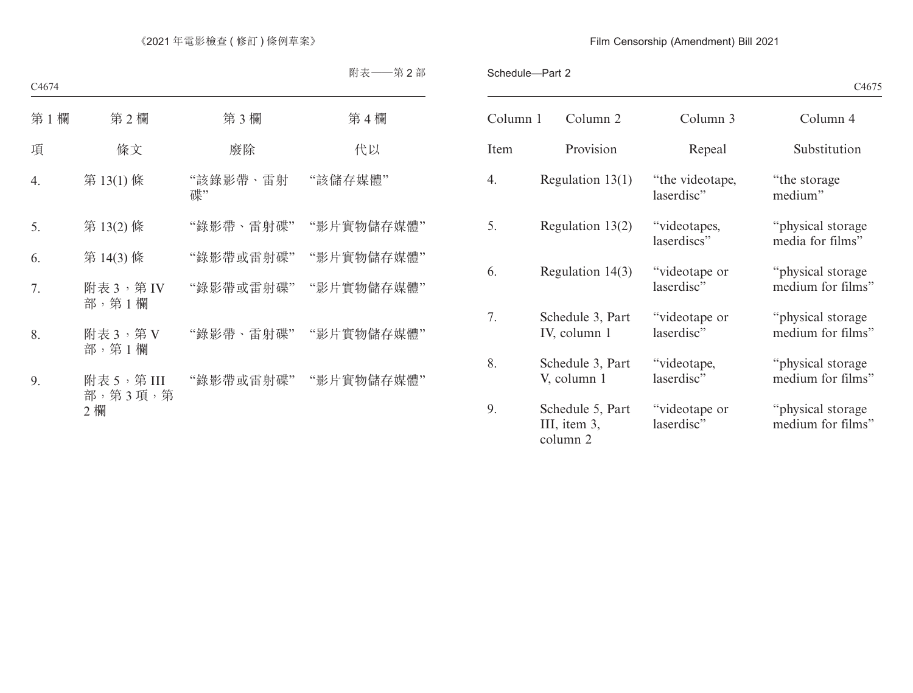附表——第 2 部

| 第 1 欄 | 第 2 欄 | 第 3 欄 | 第 4 欄 |
|---|---|---|---|
| 項 | 條文 | 廢除 | 代以 |
| 4. | 第 13(1) 條 | “該錄影帶、雷射碟” | “該儲存媒體” |
| 5. | 第 13(2) 條 | “錄影帶、雷射碟” | “影片實物儲存媒體” |
| 6. | 第 14(3) 條 | “錄影帶或雷射碟” | “影片實物儲存媒體” |
| 7. | 附表 3，第 IV 部，第 1 欄 | “錄影帶或雷射碟” | “影片實物儲存媒體” |
| 8. | 附表 3，第 V 部，第 1 欄 | “錄影帶、雷射碟” | “影片實物儲存媒體” |
| 9. | 附表 5，第 III 部，第 3 項，第 2 欄 | “錄影帶或雷射碟” | “影片實物儲存媒體” |

Schedule—Part 2

| Column 1 | Column 2 | Column 3 | Column 4 |
|---|---|---|---|
| Item | Provision | Repeal | Substitution |
| 4. | Regulation 13(1) | “the videotape, laserdisc” | “the storage medium” |
| 5. | Regulation 13(2) | “videotapes, laserdiscs” | “physical storage media for films” |
| 6. | Regulation 14(3) | “videotape or laserdisc” | “physical storage medium for films” |
| 7. | Schedule 3, Part IV, column 1 | “videotape or laserdisc” | “physical storage medium for films” |
| 8. | Schedule 3, Part V, column 1 | “videotape, laserdisc” | “physical storage medium for films” |
| 9. | Schedule 5, Part III, item 3, column 2 | “videotape or laserdisc” | “physical storage medium for films” |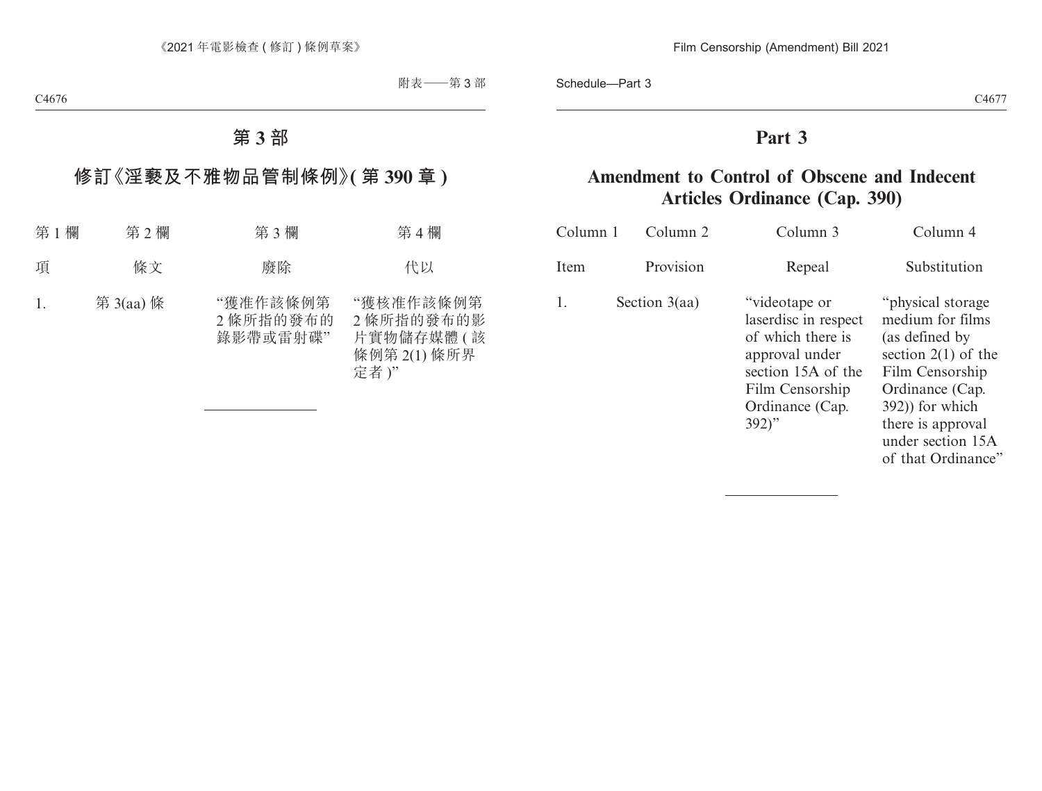# 第 3 部

## 修訂《淫褻及不雅物品管制條例》(第 390 章)

| 第 1 欄 | 第 2 欄 | 第 3 欄 | 第 4 欄 |
|---|---|---|---|
| 項 | 條文 | 廢除 | 代以 |
| 1. | 第 3(aa) 條 | “獲准作該條例第 2 條所指的發布的錄影帶或雷射碟” | “獲核准作該條例第 2 條所指的發布的影片實物儲存媒體 (該條例第 2(1) 條所界定者)” |

# Part 3

## Amendment to Control of Obscene and Indecent Articles Ordinance (Cap. 390)

| Column 1 | Column 2 | Column 3 | Column 4 |
|---|---|---|---|
| Item | Provision | Repeal | Substitution |
| 1. | Section 3(aa) | “videotape or laserdisc in respect of which there is approval under section 15A of the Film Censorship Ordinance (Cap. 392)” | “physical storage medium for films (as defined by section 2(1) of the Film Censorship Ordinance (Cap. 392)) for which there is approval under section 15A of that Ordinance” |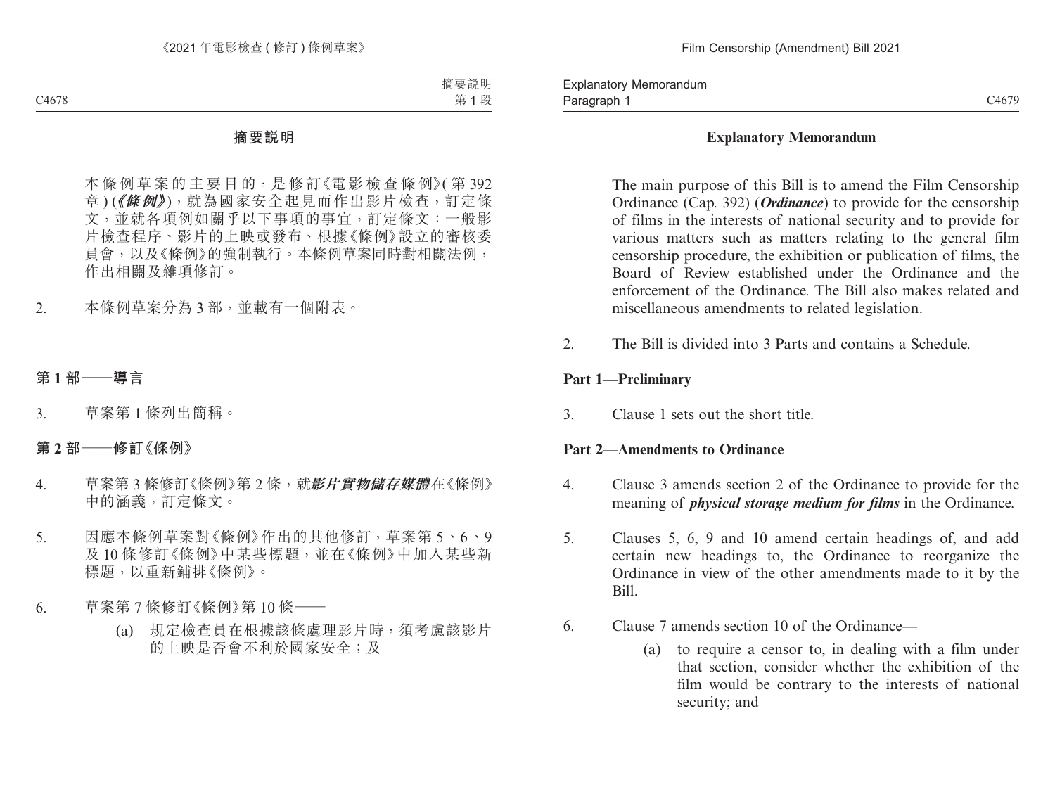## 摘要說明

本條例草案的主要目的，是修訂《電影檢查條例》(第 392 章) (***《條例》***)，就為國家安全起見而作出影片檢查，訂定條文，並就各項例如關乎以下事項的事宜，訂定條文：一般影片檢查程序、影片的上映或發布、根據《條例》設立的審核委員會，以及《條例》的強制執行。本條例草案同時對相關法例，作出相關及雜項修訂。

2. 本條例草案分為 3 部，並載有一個附表。

### 第 1 部——導言

3. 草案第 1 條列出簡稱。

### 第 2 部——修訂《條例》

4. 草案第 3 條修訂《條例》第 2 條，就***影片實物儲存媒體***在《條例》中的涵義，訂定條文。

5. 因應本條例草案對《條例》作出的其他修訂，草案第 5、6、9 及 10 條修訂《條例》中某些標題，並在《條例》中加入某些新標題，以重新鋪排《條例》。

6. 草案第 7 條修訂《條例》第 10 條——

   (a) 規定檢查員在根據該條處理影片時，須考慮該影片的上映是否會不利於國家安全；及

## Explanatory Memorandum

The main purpose of this Bill is to amend the Film Censorship Ordinance (Cap. 392) (***Ordinance***) to provide for the censorship of films in the interests of national security and to provide for various matters such as matters relating to the general film censorship procedure, the exhibition or publication of films, the Board of Review established under the Ordinance and the enforcement of the Ordinance. The Bill also makes related and miscellaneous amendments to related legislation.

2. The Bill is divided into 3 Parts and contains a Schedule.

### Part 1—Preliminary

3. Clause 1 sets out the short title.

### Part 2—Amendments to Ordinance

4. Clause 3 amends section 2 of the Ordinance to provide for the meaning of ***physical storage medium for films*** in the Ordinance.

5. Clauses 5, 6, 9 and 10 amend certain headings of, and add certain new headings to, the Ordinance to reorganize the Ordinance in view of the other amendments made to it by the Bill.

6. Clause 7 amends section 10 of the Ordinance—

   (a) to require a censor to, in dealing with a film under that section, consider whether the exhibition of the film would be contrary to the interests of national security; and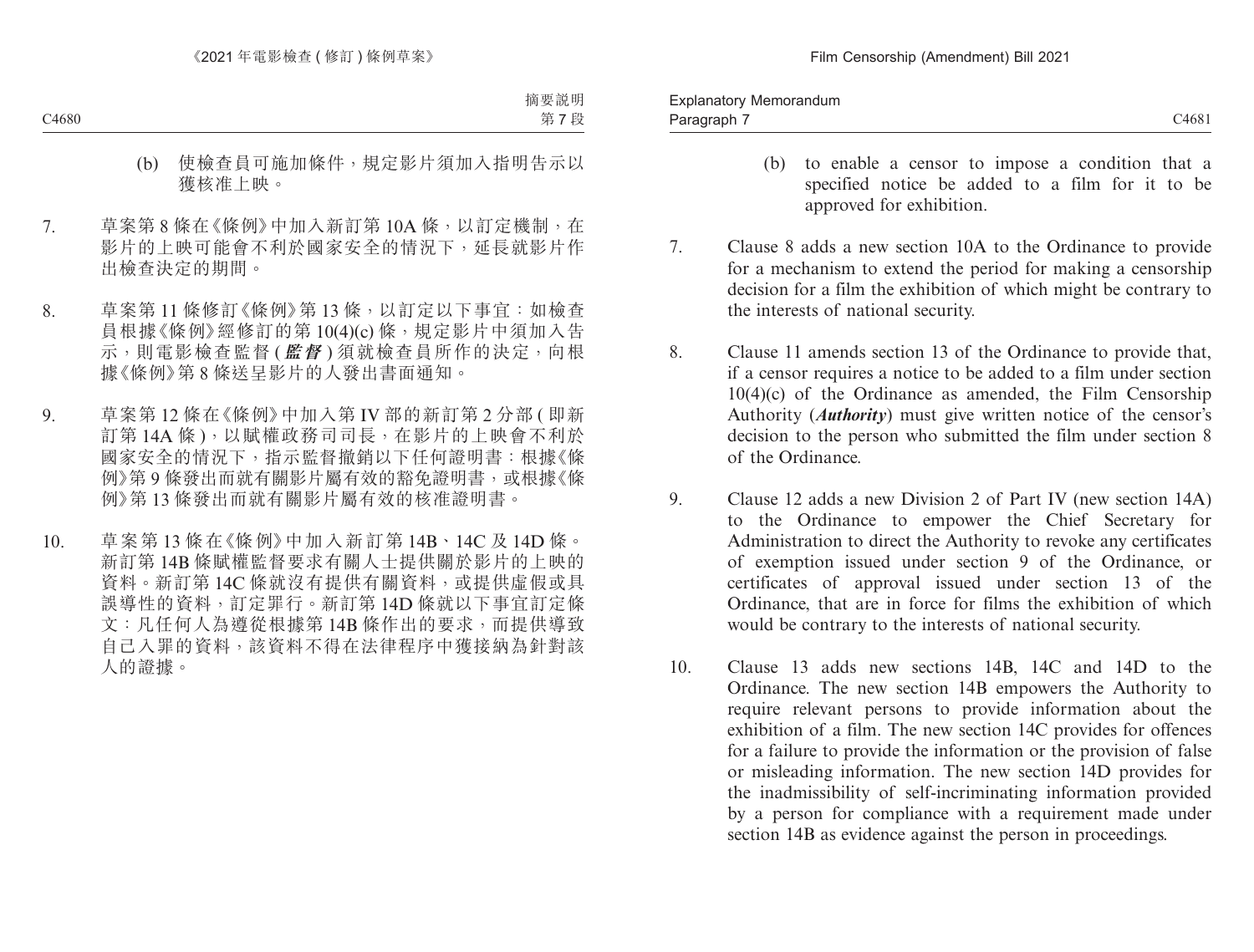(b) 使檢查員可施加條件，規定影片須加入指明告示以獲核准上映。

7. 草案第 8 條在《條例》中加入新訂第 10A 條，以訂定機制，在影片的上映可能會不利於國家安全的情況下，延長就影片作出檢查決定的期間。

8. 草案第 11 條修訂《條例》第 13 條，以訂定以下事宜：如檢查員根據《條例》經修訂的第 10(4)(c) 條，規定影片中須加入告示，則電影檢查監督 (***監督***) 須就檢查員所作的決定，向根據《條例》第 8 條送呈影片的人發出書面通知。

9. 草案第 12 條在《條例》中加入第 IV 部的新訂第 2 分部 (即新訂第 14A 條)，以賦權政務司司長，在影片的上映會不利於國家安全的情況下，指示監督撤銷以下任何證明書：根據《條例》第 9 條發出而就有關影片屬有效的豁免證明書，或根據《條例》第 13 條發出而就有關影片屬有效的核准證明書。

10. 草案第 13 條在《條例》中加入新訂第 14B、14C 及 14D 條。新訂第 14B 條賦權監督要求有關人士提供關於影片的上映的資料。新訂第 14C 條就沒有提供有關資料，或提供虛假或具誤導性的資料，訂定罪行。新訂第 14D 條就以下事宜訂定條文：凡任何人為遵從根據第 14B 條作出的要求，而提供導致自己入罪的資料，該資料不得在法律程序中獲接納為針對該人的證據。

(b) to enable a censor to impose a condition that a specified notice be added to a film for it to be approved for exhibition.

7. Clause 8 adds a new section 10A to the Ordinance to provide for a mechanism to extend the period for making a censorship decision for a film the exhibition of which might be contrary to the interests of national security.

8. Clause 11 amends section 13 of the Ordinance to provide that, if a censor requires a notice to be added to a film under section 10(4)(c) of the Ordinance as amended, the Film Censorship Authority (***Authority***) must give written notice of the censor's decision to the person who submitted the film under section 8 of the Ordinance.

9. Clause 12 adds a new Division 2 of Part IV (new section 14A) to the Ordinance to empower the Chief Secretary for Administration to direct the Authority to revoke any certificates of exemption issued under section 9 of the Ordinance, or certificates of approval issued under section 13 of the Ordinance, that are in force for films the exhibition of which would be contrary to the interests of national security.

10. Clause 13 adds new sections 14B, 14C and 14D to the Ordinance. The new section 14B empowers the Authority to require relevant persons to provide information about the exhibition of a film. The new section 14C provides for offences for a failure to provide the information or the provision of false or misleading information. The new section 14D provides for the inadmissibility of self-incriminating information provided by a person for compliance with a requirement made under section 14B as evidence against the person in proceedings.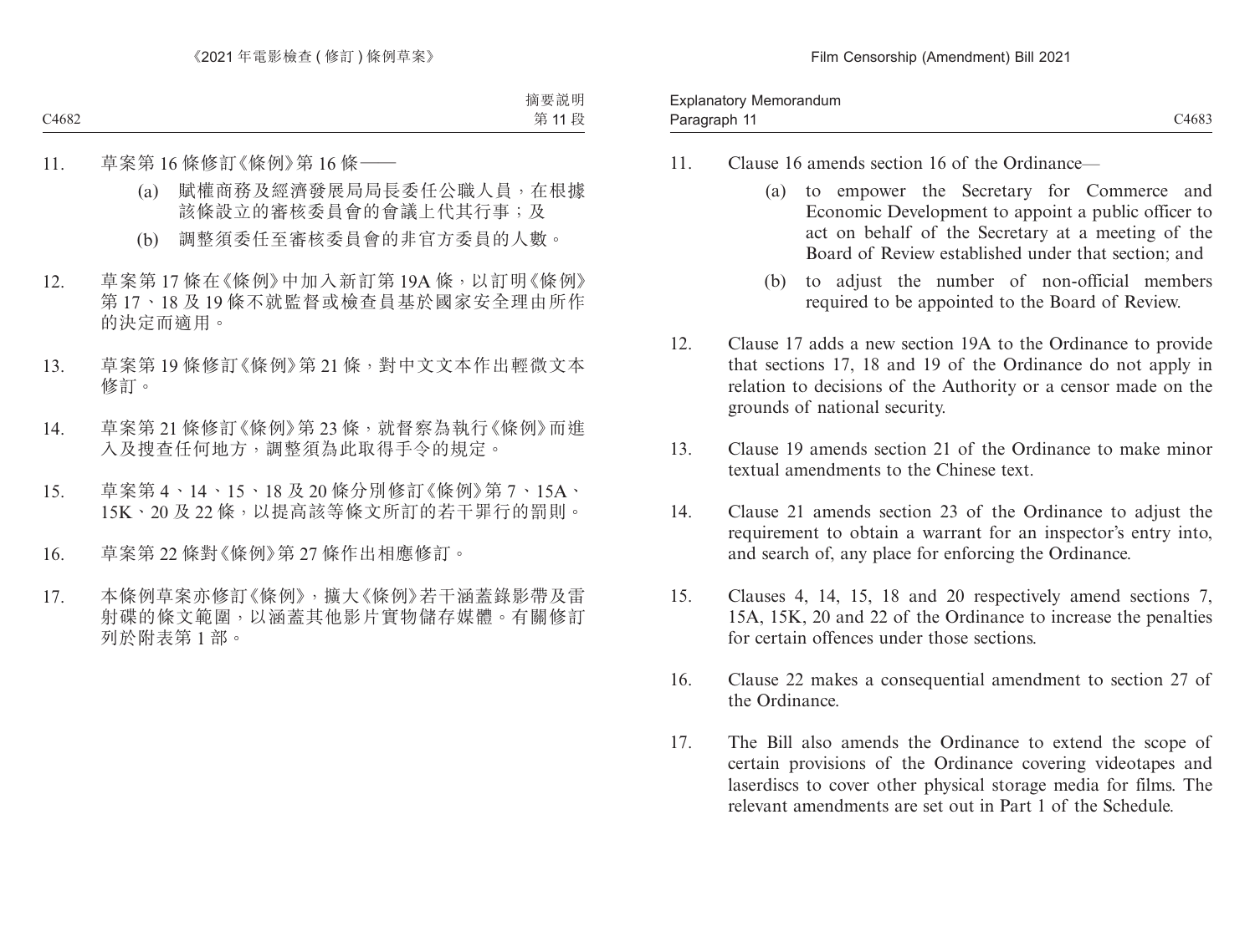11. 草案第 16 條修訂《條例》第 16 條——

    (a) 賦權商務及經濟發展局局長委任公職人員，在根據該條設立的審核委員會的會議上代其行事；及

    (b) 調整須委任至審核委員會的非官方委員的人數。

12. 草案第 17 條在《條例》中加入新訂第 19A 條，以訂明《條例》第 17、18 及 19 條不就監督或檢查員基於國家安全理由所作的決定而適用。

13. 草案第 19 條修訂《條例》第 21 條，對中文文本作出輕微文本修訂。

14. 草案第 21 條修訂《條例》第 23 條，就督察為執行《條例》而進入及搜查任何地方，調整須為此取得手令的規定。

15. 草案第 4、14、15、18 及 20 條分別修訂《條例》第 7、15A、15K、20 及 22 條，以提高該等條文所訂的若干罪行的罰則。

16. 草案第 22 條對《條例》第 27 條作出相應修訂。

17. 本條例草案亦修訂《條例》，擴大《條例》若干涵蓋錄影帶及雷射碟的條文範圍，以涵蓋其他影片實物儲存媒體。有關修訂列於附表第 1 部。

11. Clause 16 amends section 16 of the Ordinance—

    (a) to empower the Secretary for Commerce and Economic Development to appoint a public officer to act on behalf of the Secretary at a meeting of the Board of Review established under that section; and

    (b) to adjust the number of non-official members required to be appointed to the Board of Review.

12. Clause 17 adds a new section 19A to the Ordinance to provide that sections 17, 18 and 19 of the Ordinance do not apply in relation to decisions of the Authority or a censor made on the grounds of national security.

13. Clause 19 amends section 21 of the Ordinance to make minor textual amendments to the Chinese text.

14. Clause 21 amends section 23 of the Ordinance to adjust the requirement to obtain a warrant for an inspector's entry into, and search of, any place for enforcing the Ordinance.

15. Clauses 4, 14, 15, 18 and 20 respectively amend sections 7, 15A, 15K, 20 and 22 of the Ordinance to increase the penalties for certain offences under those sections.

16. Clause 22 makes a consequential amendment to section 27 of the Ordinance.

17. The Bill also amends the Ordinance to extend the scope of certain provisions of the Ordinance covering videotapes and laserdiscs to cover other physical storage media for films. The relevant amendments are set out in Part 1 of the Schedule.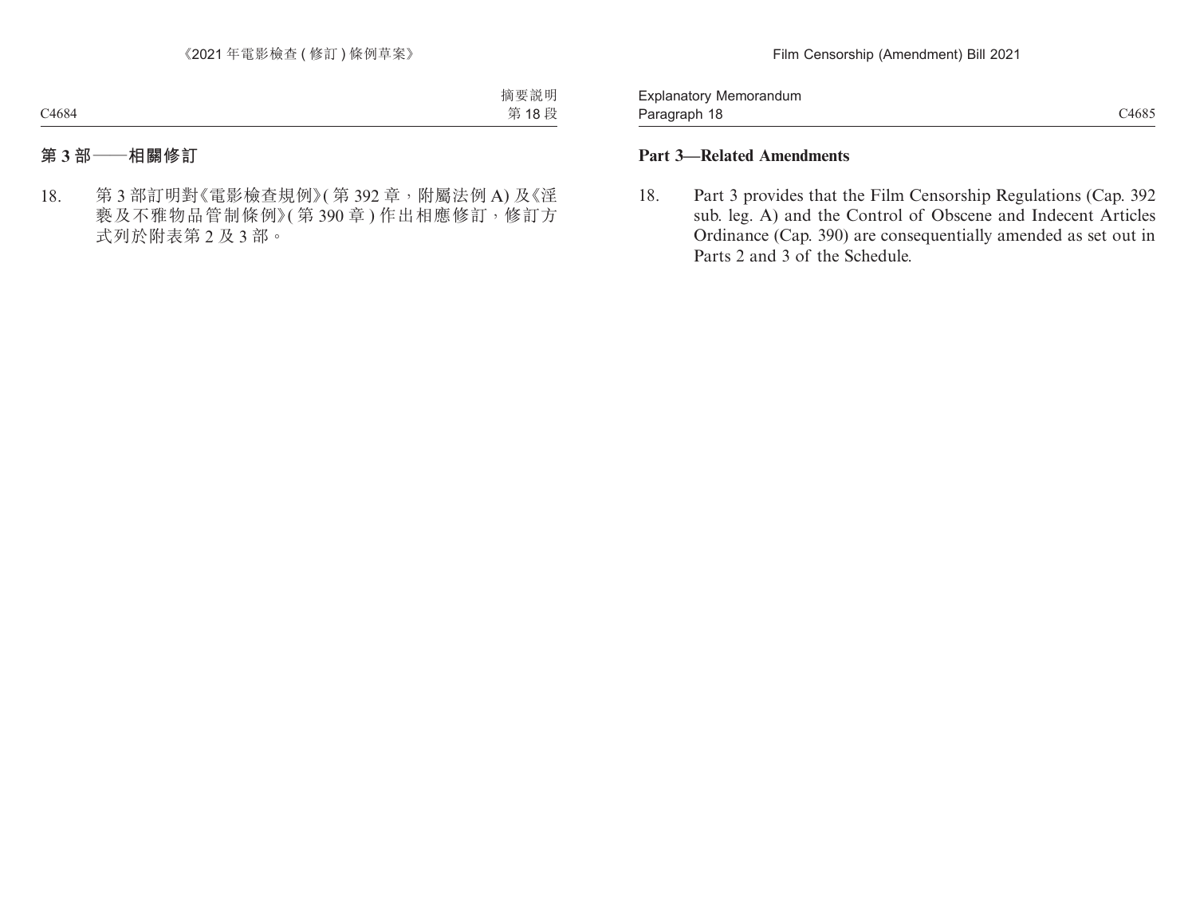## 第 3 部——相關修訂

18. 第 3 部訂明對《電影檢查規例》( 第 392 章，附屬法例 A) 及《淫褻及不雅物品管制條例》( 第 390 章 ) 作出相應修訂，修訂方式列於附表第 2 及 3 部。

## Part 3—Related Amendments

18. Part 3 provides that the Film Censorship Regulations (Cap. 392 sub. leg. A) and the Control of Obscene and Indecent Articles Ordinance (Cap. 390) are consequentially amended as set out in Parts 2 and 3 of the Schedule.